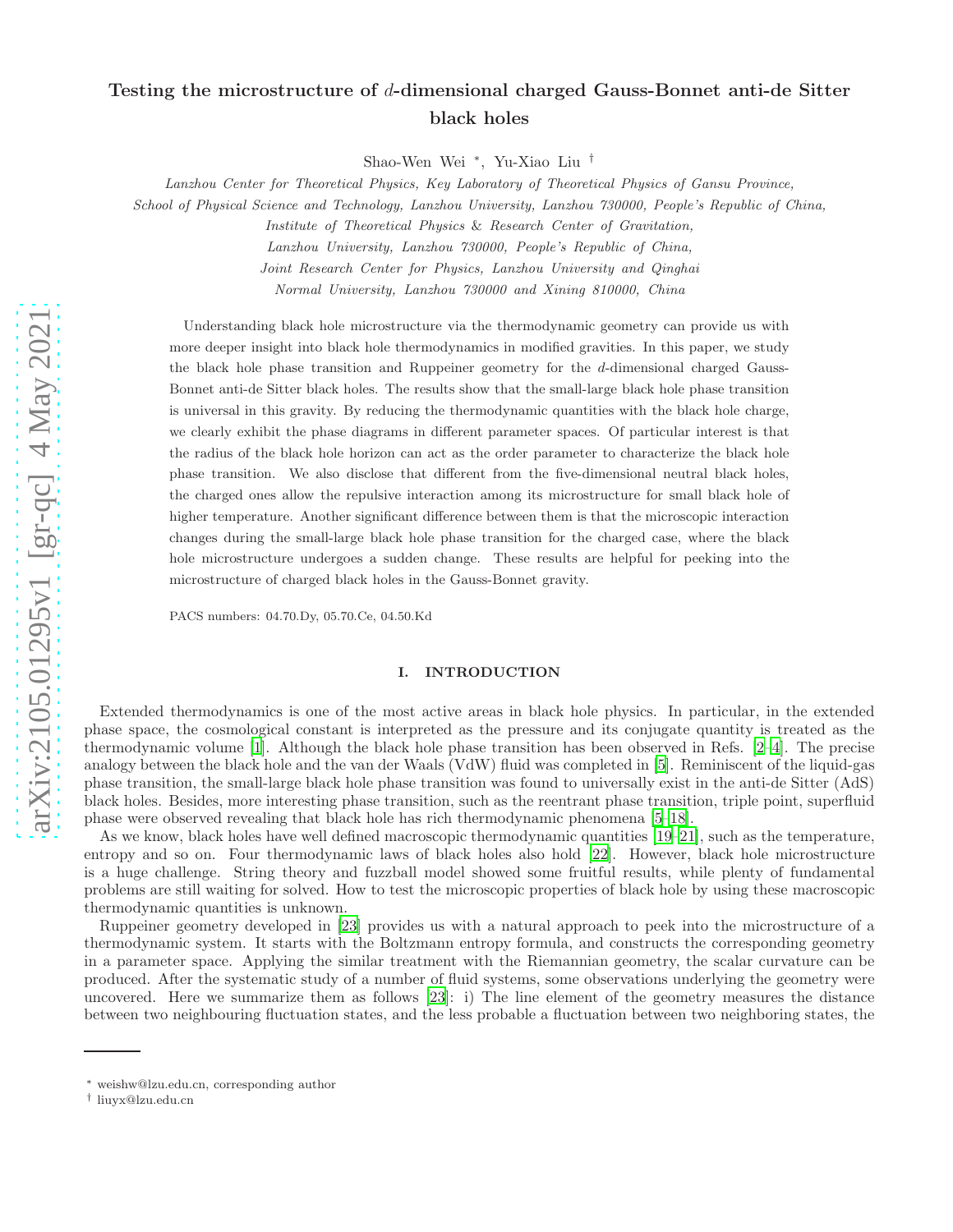# Testing the microstructure of $d$-dimensional charged Gauss-Bonnet anti-de Sitter black holes

Shao-Wen Wei [*], Yu-Xiao Liu [†]

*Lanzhou Center for Theoretical Physics, Key Laboratory of Theoretical Physics of Gansu Province, School of Physical Science and Technology, Lanzhou University, Lanzhou 730000, People's Republic of China, Institute of Theoretical Physics & Research Center of Gravitation, Lanzhou University, Lanzhou 730000, People's Republic of China, Joint Research Center for Physics, Lanzhou University and Qinghai Normal University, Lanzhou 730000 and Xining 810000, China*

Understanding black hole microstructure via the thermodynamic geometry can provide us with more deeper insight into black hole thermodynamics in modified gravities. In this paper, we study the black hole phase transition and Ruppeiner geometry for the $d$-dimensional charged Gauss-Bonnet anti-de Sitter black holes. The results show that the small-large black hole phase transition is universal in this gravity. By reducing the thermodynamic quantities with the black hole charge, we clearly exhibit the phase diagrams in different parameter spaces. Of particular interest is that the radius of the black hole horizon can act as the order parameter to characterize the black hole phase transition. We also disclose that different from the five-dimensional neutral black holes, the charged ones allow the repulsive interaction among its microstructure for small black hole of higher temperature. Another significant difference between them is that the microscopic interaction changes during the small-large black hole phase transition for the charged case, where the black hole microstructure undergoes a sudden change. These results are helpful for peeking into the microstructure of charged black holes in the Gauss-Bonnet gravity.

PACS numbers: 04.70.Dy, 05.70.Ce, 04.50.Kd

## I. INTRODUCTION

Extended thermodynamics is one of the most active areas in black hole physics. In particular, in the extended phase space, the cosmological constant is interpreted as the pressure and its conjugate quantity is treated as the thermodynamic volume [1]. Although the black hole phase transition has been observed in Refs. [2–4]. The precise analogy between the black hole and the van der Waals (VdW) fluid was completed in [5]. Reminiscent of the liquid-gas phase transition, the small-large black hole phase transition was found to universally exist in the anti-de Sitter (AdS) black holes. Besides, more interesting phase transition, such as the reentrant phase transition, triple point, superfluid phase were observed revealing that black hole has rich thermodynamic phenomena [5–18].

As we know, black holes have well defined macroscopic thermodynamic quantities [19–21], such as the temperature, entropy and so on. Four thermodynamic laws of black holes also hold [22]. However, black hole microstructure is a huge challenge. String theory and fuzzball model showed some fruitful results, while plenty of fundamental problems are still waiting for solved. How to test the microscopic properties of black hole by using these macroscopic thermodynamic quantities is unknown.

Ruppeiner geometry developed in [23] provides us with a natural approach to peek into the microstructure of a thermodynamic system. It starts with the Boltzmann entropy formula, and constructs the corresponding geometry in a parameter space. Applying the similar treatment with the Riemannian geometry, the scalar curvature can be produced. After the systematic study of a number of fluid systems, some observations underlying the geometry were uncovered. Here we summarize them as follows [23]: i) The line element of the geometry measures the distance between two neighbouring fluctuation states, and the less probable a fluctuation between two neighboring states, the

[*] weishw@lzu.edu.cn, corresponding author

[†] liuyx@lzu.edu.cn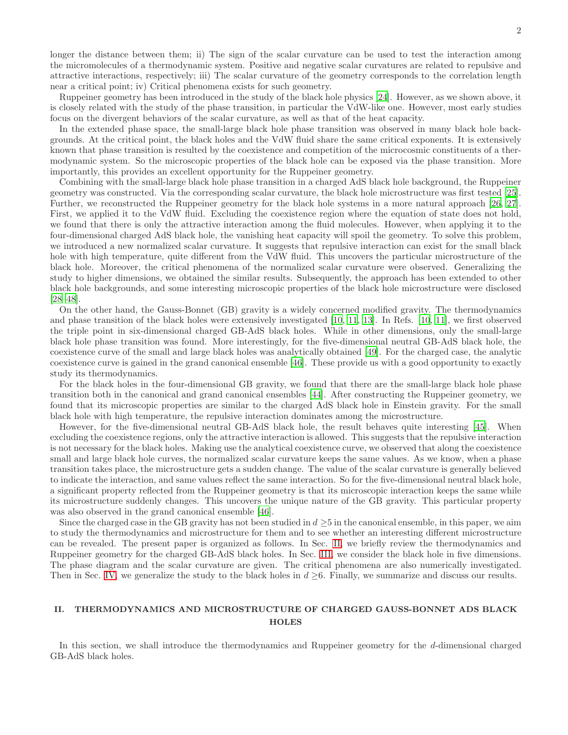longer the distance between them; ii) The sign of the scalar curvature can be used to test the interaction among the micromolecules of a thermodynamic system. Positive and negative scalar curvatures are related to repulsive and attractive interactions, respectively; iii) The scalar curvature of the geometry corresponds to the correlation length near a critical point; iv) Critical phenomena exists for such geometry.

Ruppeiner geometry has been introduced in the study of the black hole physics [24]. However, as we shown above, it is closely related with the study of the phase transition, in particular the VdW-like one. However, most early studies focus on the divergent behaviors of the scalar curvature, as well as that of the heat capacity.

In the extended phase space, the small-large black hole phase transition was observed in many black hole backgrounds. At the critical point, the black holes and the VdW fluid share the same critical exponents. It is extensively known that phase transition is resulted by the coexistence and competition of the microcosmic constituents of a thermodynamic system. So the microscopic properties of the black hole can be exposed via the phase transition. More importantly, this provides an excellent opportunity for the Ruppeiner geometry.

Combining with the small-large black hole phase transition in a charged AdS black hole background, the Ruppeiner geometry was constructed. Via the corresponding scalar curvature, the black hole microstructure was first tested [25]. Further, we reconstructed the Ruppeiner geometry for the black hole systems in a more natural approach [26, 27]. First, we applied it to the VdW fluid. Excluding the coexistence region where the equation of state does not hold, we found that there is only the attractive interaction among the fluid molecules. However, when applying it to the four-dimensional charged AdS black hole, the vanishing heat capacity will spoil the geometry. To solve this problem, we introduced a new normalized scalar curvature. It suggests that repulsive interaction can exist for the small black hole with high temperature, quite different from the VdW fluid. This uncovers the particular microstructure of the black hole. Moreover, the critical phenomena of the normalized scalar curvature were observed. Generalizing the study to higher dimensions, we obtained the similar results. Subsequently, the approach has been extended to other black hole backgrounds, and some interesting microscopic properties of the black hole microstructure were disclosed [28–48].

On the other hand, the Gauss-Bonnet (GB) gravity is a widely concerned modified gravity. The thermodynamics and phase transition of the black holes were extensively investigated [10, 11, 13]. In Refs. [10, 11], we first observed the triple point in six-dimensional charged GB-AdS black holes. While in other dimensions, only the small-large black hole phase transition was found. More interestingly, for the five-dimensional neutral GB-AdS black hole, the coexistence curve of the small and large black holes was analytically obtained [49]. For the charged case, the analytic coexistence curve is gained in the grand canonical ensemble [46]. These provide us with a good opportunity to exactly study its thermodynamics.

For the black holes in the four-dimensional GB gravity, we found that there are the small-large black hole phase transition both in the canonical and grand canonical ensembles [44]. After constructing the Ruppeiner geometry, we found that its microscopic properties are similar to the charged AdS black hole in Einstein gravity. For the small black hole with high temperature, the repulsive interaction dominates among the microstructure.

However, for the five-dimensional neutral GB-AdS black hole, the result behaves quite interesting [45]. When excluding the coexistence regions, only the attractive interaction is allowed. This suggests that the repulsive interaction is not necessary for the black holes. Making use the analytical coexistence curve, we observed that along the coexistence small and large black hole curves, the normalized scalar curvature keeps the same values. As we know, when a phase transition takes place, the microstructure gets a sudden change. The value of the scalar curvature is generally believed to indicate the interaction, and same values reflect the same interaction. So for the five-dimensional neutral black hole, a significant property reflected from the Ruppeiner geometry is that its microscopic interaction keeps the same while its microstructure suddenly changes. This uncovers the unique nature of the GB gravity. This particular property was also observed in the grand canonical ensemble [46].

Since the charged case in the GB gravity has not been studied in $d \geq 5$ in the canonical ensemble, in this paper, we aim to study the thermodynamics and microstructure for them and to see whether an interesting different microstructure can be revealed. The present paper is organized as follows. In Sec. II, we briefly review the thermodynamics and Ruppeiner geometry for the charged GB-AdS black holes. In Sec. III, we consider the black hole in five dimensions. The phase diagram and the scalar curvature are given. The critical phenomena are also numerically investigated. Then in Sec. IV, we generalize the study to the black holes in $d \geq 6$. Finally, we summarize and discuss our results.

## II. THERMODYNAMICS AND MICROSTRUCTURE OF CHARGED GAUSS-BONNET ADS BLACK HOLES

In this section, we shall introduce the thermodynamics and Ruppeiner geometry for the $d$-dimensional charged GB-AdS black holes.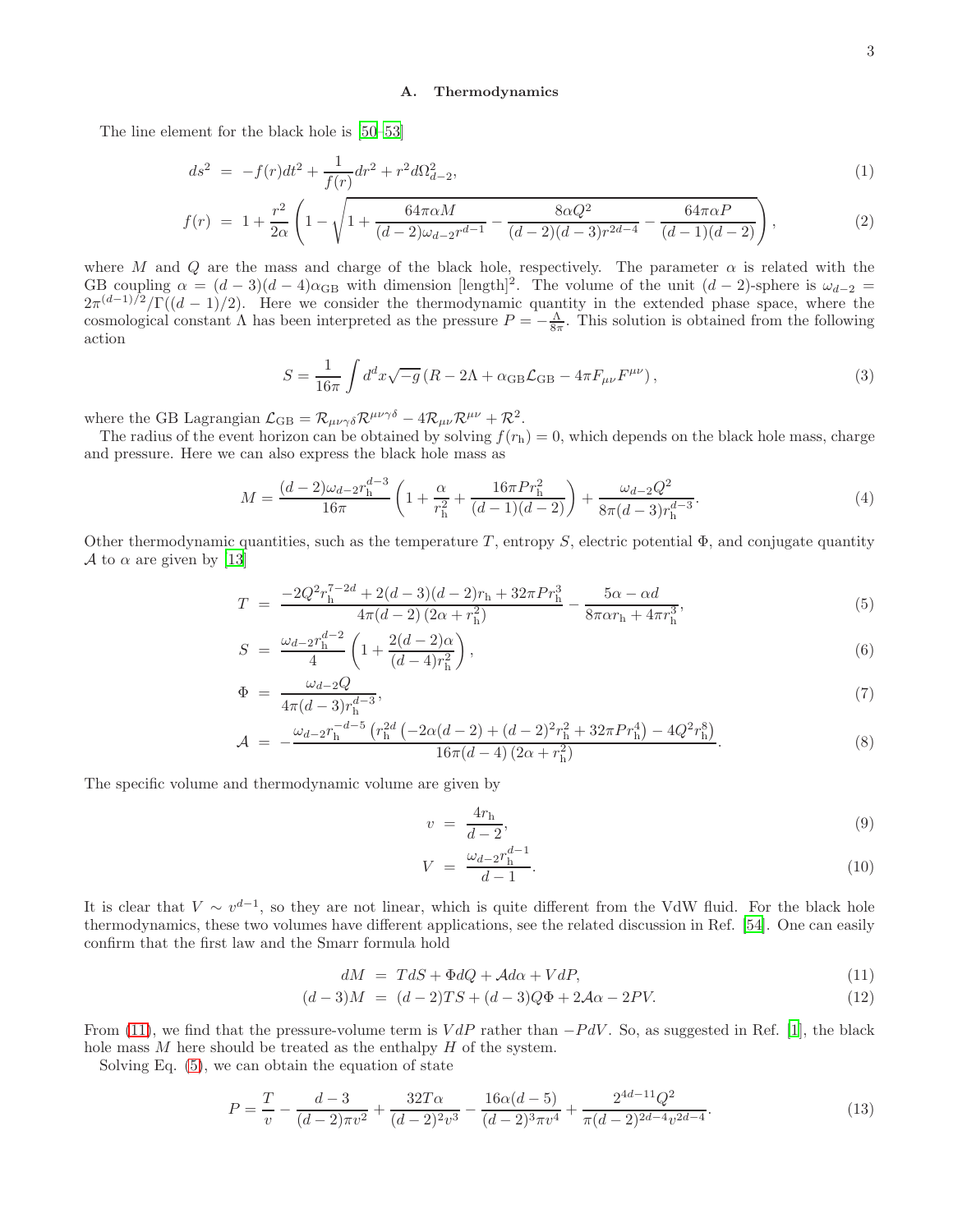### A. Thermodynamics

The line element for the black hole is [50–53]

$$ds^2 = -f(r)dt^2 + \frac{1}{f(r)}dr^2 + r^2 d\Omega_{d-2}^2, \tag{1}$$

$$f(r) = 1 + \frac{r^2}{2\alpha}\left(1 - \sqrt{1 + \frac{64\pi\alpha M}{(d-2)\omega_{d-2}r^{d-1}} - \frac{8\alpha Q^2}{(d-2)(d-3)r^{2d-4}} - \frac{64\pi\alpha P}{(d-1)(d-2)}}\right), \tag{2}$$

where $M$ and $Q$ are the mass and charge of the black hole, respectively. The parameter $\alpha$ is related with the GB coupling $\alpha = (d-3)(d-4)\alpha_{\rm GB}$ with dimension [length]$^2$. The volume of the unit $(d-2)$-sphere is $\omega_{d-2} = 2\pi^{(d-1)/2}/\Gamma((d-1)/2)$. Here we consider the thermodynamic quantity in the extended phase space, where the cosmological constant $\Lambda$ has been interpreted as the pressure $P = -\frac{\Lambda}{8\pi}$. This solution is obtained from the following action

$$S = \frac{1}{16\pi}\int d^d x\sqrt{-g}\left(R - 2\Lambda + \alpha_{\rm GB}\mathcal{L}_{\rm GB} - 4\pi F_{\mu\nu}F^{\mu\nu}\right), \tag{3}$$

where the GB Lagrangian $\mathcal{L}_{\rm GB} = \mathcal{R}_{\mu\nu\gamma\delta}\mathcal{R}^{\mu\nu\gamma\delta} - 4\mathcal{R}_{\mu\nu}\mathcal{R}^{\mu\nu} + \mathcal{R}^2$.

The radius of the event horizon can be obtained by solving $f(r_{\rm h}) = 0$, which depends on the black hole mass, charge and pressure. Here we can also express the black hole mass as

$$M = \frac{(d-2)\omega_{d-2}r_{\rm h}^{d-3}}{16\pi}\left(1 + \frac{\alpha}{r_{\rm h}^2} + \frac{16\pi P r_{\rm h}^2}{(d-1)(d-2)}\right) + \frac{\omega_{d-2}Q^2}{8\pi(d-3)r_{\rm h}^{d-3}}. \tag{4}$$

Other thermodynamic quantities, such as the temperature $T$, entropy $S$, electric potential $\Phi$, and conjugate quantity $\mathcal{A}$ to $\alpha$ are given by [13]

$$T = \frac{-2Q^2 r_{\rm h}^{7-2d} + 2(d-3)(d-2)r_{\rm h} + 32\pi P r_{\rm h}^3}{4\pi(d-2)\left(2\alpha + r_{\rm h}^2\right)} - \frac{5\alpha - \alpha d}{8\pi\alpha r_{\rm h} + 4\pi r_{\rm h}^3}, \tag{5}$$

$$S = \frac{\omega_{d-2}r_{\rm h}^{d-2}}{4}\left(1 + \frac{2(d-2)\alpha}{(d-4)r_{\rm h}^2}\right), \tag{6}$$

$$\Phi = \frac{\omega_{d-2}Q}{4\pi(d-3)r_{\rm h}^{d-3}}, \tag{7}$$

$$\mathcal{A} = -\frac{\omega_{d-2}r_{\rm h}^{-d-5}\left(r_{\rm h}^{2d}\left(-2\alpha(d-2) + (d-2)^2 r_{\rm h}^2 + 32\pi P r_{\rm h}^4\right) - 4Q^2 r_{\rm h}^8\right)}{16\pi(d-4)\left(2\alpha + r_{\rm h}^2\right)}. \tag{8}$$

The specific volume and thermodynamic volume are given by

$$v = \frac{4r_{\rm h}}{d-2}, \tag{9}$$

$$V = \frac{\omega_{d-2}r_{\rm h}^{d-1}}{d-1}. \tag{10}$$

It is clear that $V \sim v^{d-1}$, so they are not linear, which is quite different from the VdW fluid. For the black hole thermodynamics, these two volumes have different applications, see the related discussion in Ref. [54]. One can easily confirm that the first law and the Smarr formula hold

$$dM = TdS + \Phi dQ + \mathcal{A}d\alpha + VdP, \tag{11}$$

$$(d-3)M = (d-2)TS + (d-3)Q\Phi + 2\mathcal{A}\alpha - 2PV. \tag{12}$$

From (11), we find that the pressure-volume term is $VdP$ rather than $-PdV$. So, as suggested in Ref. [1], the black hole mass $M$ here should be treated as the enthalpy $H$ of the system.

Solving Eq. (5), we can obtain the equation of state

$$P = \frac{T}{v} - \frac{d-3}{(d-2)\pi v^2} + \frac{32T\alpha}{(d-2)^2 v^3} - \frac{16\alpha(d-5)}{(d-2)^3\pi v^4} + \frac{2^{4d-11}Q^2}{\pi(d-2)^{2d-4}v^{2d-4}}. \tag{13}$$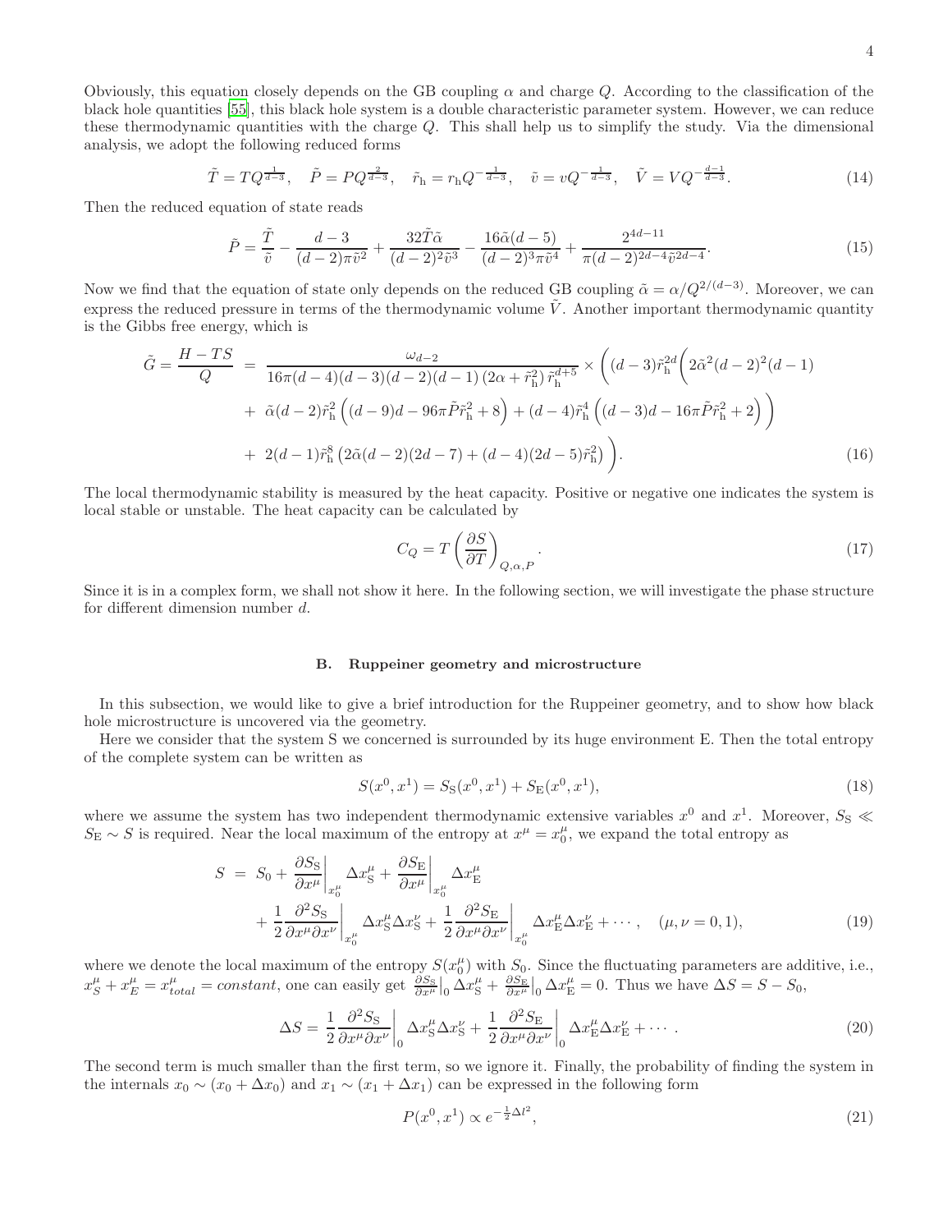Obviously, this equation closely depends on the GB coupling $\alpha$ and charge $Q$. According to the classification of the black hole quantities [55], this black hole system is a double characteristic parameter system. However, we can reduce these thermodynamic quantities with the charge $Q$. This shall help us to simplify the study. Via the dimensional analysis, we adopt the following reduced forms

$$\tilde{T} = TQ^{\frac{1}{d-3}}, \quad \tilde{P} = PQ^{\frac{2}{d-3}}, \quad \tilde{r}_{\rm h} = r_{\rm h}Q^{-\frac{1}{d-3}}, \quad \tilde{v} = vQ^{-\frac{1}{d-3}}, \quad \tilde{V} = VQ^{-\frac{d-1}{d-3}}. \tag{14}$$

Then the reduced equation of state reads

$$\tilde{P} = \frac{\tilde{T}}{\tilde{v}} - \frac{d-3}{(d-2)\pi\tilde{v}^2} + \frac{32\tilde{T}\tilde{\alpha}}{(d-2)^2\tilde{v}^3} - \frac{16\tilde{\alpha}(d-5)}{(d-2)^3\pi\tilde{v}^4} + \frac{2^{4d-11}}{\pi(d-2)^{2d-4}\tilde{v}^{2d-4}}. \tag{15}$$

Now we find that the equation of state only depends on the reduced GB coupling $\tilde{\alpha} = \alpha/Q^{2/(d-3)}$. Moreover, we can express the reduced pressure in terms of the thermodynamic volume $\tilde{V}$. Another important thermodynamic quantity is the Gibbs free energy, which is

$$\begin{aligned}
\tilde{G} = \frac{H-TS}{Q} \;&=\; \frac{\omega_{d-2}}{16\pi(d-4)(d-3)(d-2)(d-1)\left(2\alpha+\tilde{r}_{\rm h}^2\right)\tilde{r}_{\rm h}^{d+5}} \times \Bigg( (d-3)\tilde{r}_{\rm h}^{2d}\Big( 2\tilde{\alpha}^2(d-2)^2(d-1) \\
&+\; \tilde{\alpha}(d-2)\tilde{r}_{\rm h}^2\left((d-9)d - 96\pi\tilde{P}\tilde{r}_{\rm h}^2 + 8\right) + (d-4)\tilde{r}_{\rm h}^4\left((d-3)d - 16\pi\tilde{P}\tilde{r}_{\rm h}^2 + 2\right)\Big) \\
&+\; 2(d-1)\tilde{r}_{\rm h}^8\left(2\tilde{\alpha}(d-2)(2d-7) + (d-4)(2d-5)\tilde{r}_{\rm h}^2\right)\Bigg).
\end{aligned} \tag{16}$$

The local thermodynamic stability is measured by the heat capacity. Positive or negative one indicates the system is local stable or unstable. The heat capacity can be calculated by

$$C_Q = T\left(\frac{\partial S}{\partial T}\right)_{Q,\alpha,P}. \tag{17}$$

Since it is in a complex form, we shall not show it here. In the following section, we will investigate the phase structure for different dimension number $d$.

### B. Ruppeiner geometry and microstructure

In this subsection, we would like to give a brief introduction for the Ruppeiner geometry, and to show how black hole microstructure is uncovered via the geometry.

Here we consider that the system S we concerned is surrounded by its huge environment E. Then the total entropy of the complete system can be written as

$$S(x^0, x^1) = S_{\rm S}(x^0, x^1) + S_{\rm E}(x^0, x^1), \tag{18}$$

where we assume the system has two independent thermodynamic extensive variables $x^0$ and $x^1$. Moreover, $S_{\rm S} \ll S_{\rm E} \sim S$ is required. Near the local maximum of the entropy at $x^\mu = x_0^\mu$, we expand the total entropy as

$$\begin{aligned}
S \;&=\; S_0 + \left.\frac{\partial S_{\rm S}}{\partial x^\mu}\right|_{x_0^\mu}\Delta x_{\rm S}^\mu + \left.\frac{\partial S_{\rm E}}{\partial x^\mu}\right|_{x_0^\mu}\Delta x_{\rm E}^\mu \\
&+\; \frac{1}{2}\left.\frac{\partial^2 S_{\rm S}}{\partial x^\mu\partial x^\nu}\right|_{x_0^\mu}\Delta x_{\rm S}^\mu\Delta x_{\rm S}^\nu + \frac{1}{2}\left.\frac{\partial^2 S_{\rm E}}{\partial x^\mu\partial x^\nu}\right|_{x_0^\mu}\Delta x_{\rm E}^\mu\Delta x_{\rm E}^\nu + \cdots, \quad (\mu,\nu = 0,1),
\end{aligned} \tag{19}$$

where we denote the local maximum of the entropy $S(x_0^\mu)$ with $S_0$. Since the fluctuating parameters are additive, i.e., $x_S^\mu + x_E^\mu = x_{total}^\mu = constant$, one can easily get $\frac{\partial S_{\rm S}}{\partial x^\mu}\big|_0\Delta x_{\rm S}^\mu + \frac{\partial S_{\rm E}}{\partial x^\mu}\big|_0\Delta x_{\rm E}^\mu = 0$. Thus we have $\Delta S = S - S_0$,

$$\Delta S = \frac{1}{2}\left.\frac{\partial^2 S_{\rm S}}{\partial x^\mu\partial x^\nu}\right|_0\Delta x_{\rm S}^\mu\Delta x_{\rm S}^\nu + \frac{1}{2}\left.\frac{\partial^2 S_{\rm E}}{\partial x^\mu\partial x^\nu}\right|_0\Delta x_{\rm E}^\mu\Delta x_{\rm E}^\nu + \cdots. \tag{20}$$

The second term is much smaller than the first term, so we ignore it. Finally, the probability of finding the system in the internals $x_0 \sim (x_0 + \Delta x_0)$ and $x_1 \sim (x_1 + \Delta x_1)$ can be expressed in the following form

$$P(x^0, x^1) \propto e^{-\frac{1}{2}\Delta l^2}, \tag{21}$$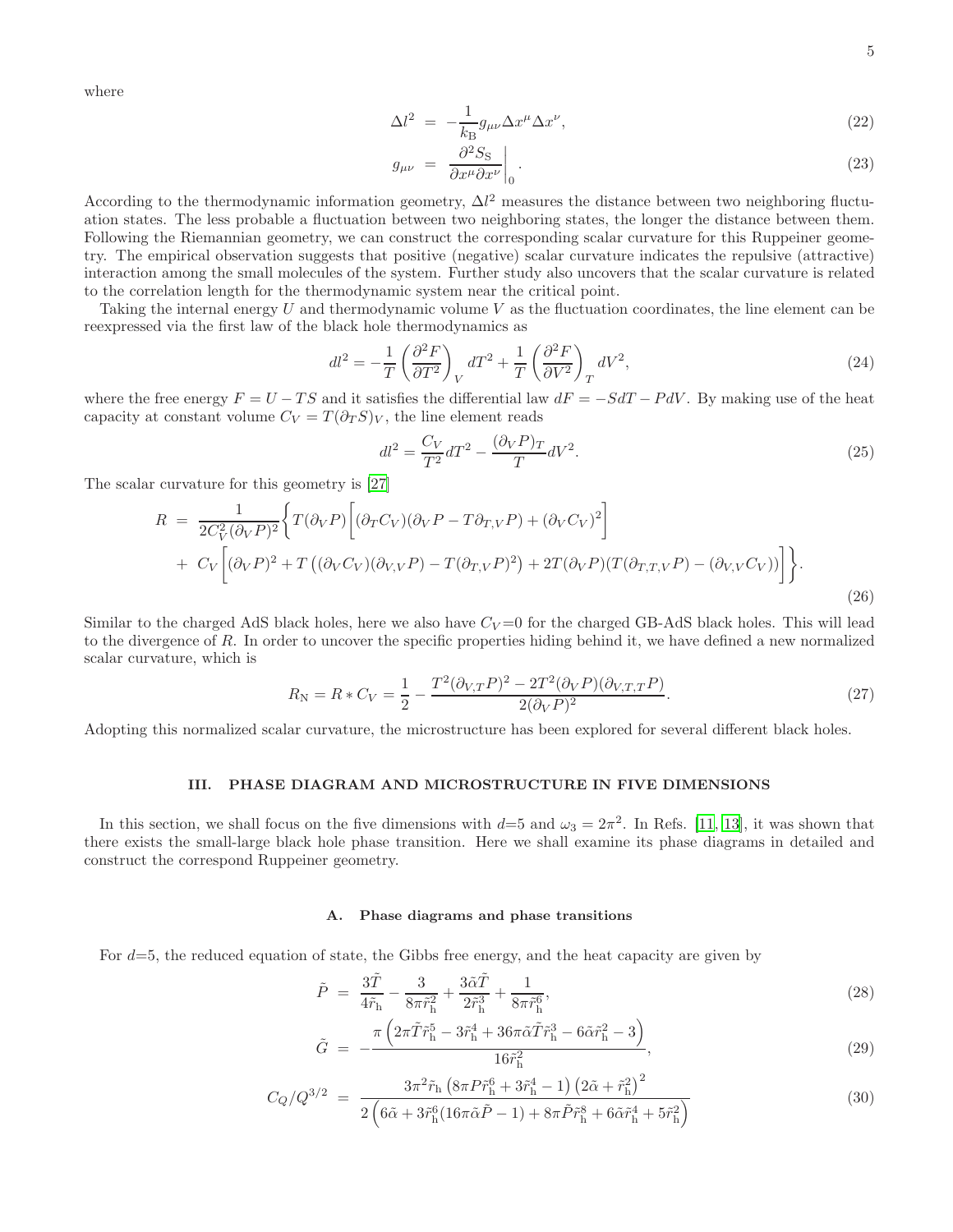where

$$\Delta l^2 = -\frac{1}{k_{\rm B}} g_{\mu\nu}\Delta x^\mu \Delta x^\nu, \tag{22}$$

$$g_{\mu\nu} = \frac{\partial^2 S_{\rm S}}{\partial x^\mu \partial x^\nu}\bigg|_0. \tag{23}$$

According to the thermodynamic information geometry, $\Delta l^2$ measures the distance between two neighboring fluctuation states. The less probable a fluctuation between two neighboring states, the longer the distance between them. Following the Riemannian geometry, we can construct the corresponding scalar curvature for this Ruppeiner geometry. The empirical observation suggests that positive (negative) scalar curvature indicates the repulsive (attractive) interaction among the small molecules of the system. Further study also uncovers that the scalar curvature is related to the correlation length for the thermodynamic system near the critical point.

Taking the internal energy $U$ and thermodynamic volume $V$ as the fluctuation coordinates, the line element can be reexpressed via the first law of the black hole thermodynamics as

$$dl^2 = -\frac{1}{T}\left(\frac{\partial^2 F}{\partial T^2}\right)_V dT^2 + \frac{1}{T}\left(\frac{\partial^2 F}{\partial V^2}\right)_T dV^2, \tag{24}$$

where the free energy $F = U - TS$ and it satisfies the differential law $dF = -SdT - PdV$. By making use of the heat capacity at constant volume $C_V = T(\partial_T S)_V$, the line element reads

$$dl^2 = \frac{C_V}{T^2}dT^2 - \frac{(\partial_V P)_T}{T}dV^2. \tag{25}$$

The scalar curvature for this geometry is [27]

$$\begin{aligned} R = & \frac{1}{2C_V^2(\partial_V P)^2}\bigg\{T(\partial_V P)\Big[(\partial_T C_V)(\partial_V P - T\partial_{T,V}P) + (\partial_V C_V)^2\Big] \\ & + C_V\Big[(\partial_V P)^2 + T\left((\partial_V C_V)(\partial_{V,V}P) - T(\partial_{T,V}P)^2\right) + 2T(\partial_V P)(T(\partial_{T,T,V}P) - (\partial_{V,V}C_V))\Big]\bigg\}. \end{aligned} \tag{26}$$

Similar to the charged AdS black holes, here we also have $C_V$=0 for the charged GB-AdS black holes. This will lead to the divergence of $R$. In order to uncover the specific properties hiding behind it, we have defined a new normalized scalar curvature, which is

$$R_{\rm N} = R * C_V = \frac{1}{2} - \frac{T^2(\partial_{V,T}P)^2 - 2T^2(\partial_V P)(\partial_{V,T,T}P)}{2(\partial_V P)^2}. \tag{27}$$

Adopting this normalized scalar curvature, the microstructure has been explored for several different black holes.

## III. PHASE DIAGRAM AND MICROSTRUCTURE IN FIVE DIMENSIONS

In this section, we shall focus on the five dimensions with $d$=5 and $\omega_3 = 2\pi^2$. In Refs. [11, 13], it was shown that there exists the small-large black hole phase transition. Here we shall examine its phase diagrams in detailed and construct the correspond Ruppeiner geometry.

### A. Phase diagrams and phase transitions

For $d$=5, the reduced equation of state, the Gibbs free energy, and the heat capacity are given by

$$\tilde{P} = \frac{3\tilde{T}}{4\tilde{r}_{\rm h}} - \frac{3}{8\pi\tilde{r}_{\rm h}^2} + \frac{3\tilde{\alpha}\tilde{T}}{2\tilde{r}_{\rm h}^3} + \frac{1}{8\pi\tilde{r}_{\rm h}^6}, \tag{28}$$

$$\tilde{G} = -\frac{\pi\left(2\pi\tilde{T}\tilde{r}_{\rm h}^5 - 3\tilde{r}_{\rm h}^4 + 36\pi\tilde{\alpha}\tilde{T}\tilde{r}_{\rm h}^3 - 6\tilde{\alpha}\tilde{r}_{\rm h}^2 - 3\right)}{16\tilde{r}_{\rm h}^2}, \tag{29}$$

$$C_Q/Q^{3/2} = \frac{3\pi^2\tilde{r}_{\rm h}\left(8\pi P\tilde{r}_{\rm h}^6 + 3\tilde{r}_{\rm h}^4 - 1\right)\left(2\tilde{\alpha} + \tilde{r}_{\rm h}^2\right)^2}{2\left(6\tilde{\alpha} + 3\tilde{r}_{\rm h}^6(16\pi\tilde{\alpha}\tilde{P} - 1) + 8\pi\tilde{P}\tilde{r}_{\rm h}^8 + 6\tilde{\alpha}\tilde{r}_{\rm h}^4 + 5\tilde{r}_{\rm h}^2\right)} \tag{30}$$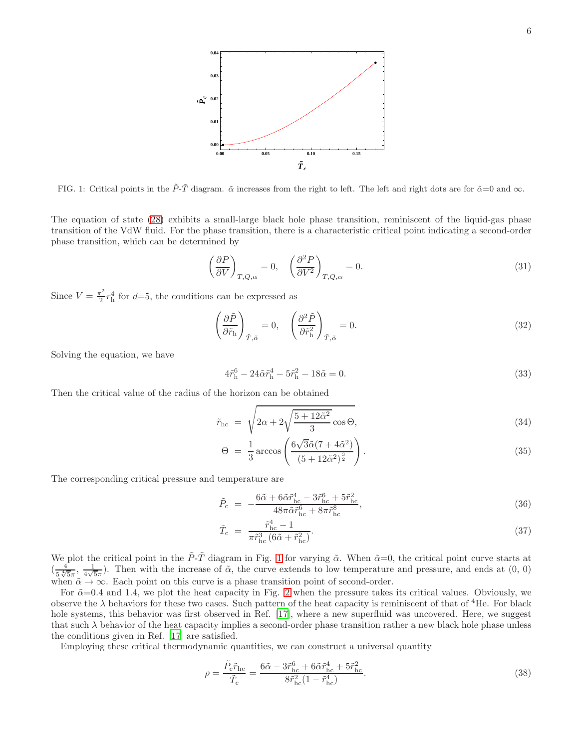FIG. 1: Critical points in the $\tilde{P}$-$\tilde{T}$ diagram. $\tilde{\alpha}$ increases from the right to left. The left and right dots are for $\tilde{\alpha}$=0 and $\infty$.

The equation of state (28) exhibits a small-large black hole phase transition, reminiscent of the liquid-gas phase transition of the VdW fluid. For the phase transition, there is a characteristic critical point indicating a second-order phase transition, which can be determined by

$$\left(\frac{\partial P}{\partial V}\right)_{T,Q,\alpha}=0, \quad \left(\frac{\partial^2 P}{\partial V^2}\right)_{T,Q,\alpha}=0. \tag{31}$$

Since $V=\frac{\pi^2}{2}r_{\rm h}^4$ for $d$=5, the conditions can be expressed as

$$\left(\frac{\partial \tilde{P}}{\partial \tilde{r}_{\rm h}}\right)_{\tilde{T},\tilde{\alpha}}=0, \quad \left(\frac{\partial^2 \tilde{P}}{\partial \tilde{r}_{\rm h}^2}\right)_{\tilde{T},\tilde{\alpha}}=0. \tag{32}$$

Solving the equation, we have

$$4\tilde{r}_{\rm h}^6-24\tilde{\alpha}\tilde{r}_{\rm h}^4-5\tilde{r}_{\rm h}^2-18\tilde{\alpha}=0. \tag{33}$$

Then the critical value of the radius of the horizon can be obtained

$$\tilde{r}_{\rm hc} = \sqrt{2\alpha+2\sqrt{\frac{5+12\tilde{\alpha}^2}{3}}\cos\Theta}, \tag{34}$$

$$\Theta = \frac{1}{3}\arccos\left(\frac{6\sqrt{3}\tilde{\alpha}(7+4\tilde{\alpha}^2)}{(5+12\tilde{\alpha}^2)^{\frac{3}{2}}}\right). \tag{35}$$

The corresponding critical pressure and temperature are

$$\tilde{P}_{\rm c} = -\frac{6\tilde{\alpha}+6\tilde{\alpha}\tilde{r}_{\rm hc}^4-3\tilde{r}_{\rm hc}^6+5\tilde{r}_{\rm hc}^2}{48\pi\tilde{\alpha}\tilde{r}_{\rm hc}^6+8\pi\tilde{r}_{\rm hc}^8}, \tag{36}$$

$$\tilde{T}_{\rm c} = \frac{\tilde{r}_{\rm hc}^4-1}{\pi\tilde{r}_{\rm hc}^3\left(6\tilde{\alpha}+\tilde{r}_{\rm hc}^2\right)}. \tag{37}$$

We plot the critical point in the $\tilde{P}$-$\tilde{T}$ diagram in Fig. 1 for varying $\tilde{\alpha}$. When $\tilde{\alpha}$=0, the critical point curve starts at $(\frac{4}{5\sqrt[4]{5}\pi}, \frac{1}{4\sqrt{5}\pi})$. Then with the increase of $\tilde{\alpha}$, the curve extends to low temperature and pressure, and ends at (0, 0) when $\tilde{\alpha}\rightarrow\infty$. Each point on this curve is a phase transition point of second-order.

For $\tilde{\alpha}$=0.4 and 1.4, we plot the heat capacity in Fig. 2 when the pressure takes its critical values. Obviously, we observe the $\lambda$ behaviors for these two cases. Such pattern of the heat capacity is reminiscent of that of $^4$He. For black hole systems, this behavior was first observed in Ref. [17], where a new superfluid was uncovered. Here, we suggest that such $\lambda$ behavior of the heat capacity implies a second-order phase transition rather a new black hole phase unless the conditions given in Ref. [17] are satisfied.

Employing these critical thermodynamic quantities, we can construct a universal quantity

$$\rho=\frac{\tilde{P}_{\rm c}\tilde{r}_{\rm hc}}{\tilde{T}_{\rm c}}=\frac{6\tilde{\alpha}-3\tilde{r}_{\rm hc}^6+6\tilde{\alpha}\tilde{r}_{\rm hc}^4+5\tilde{r}_{\rm hc}^2}{8\tilde{r}_{\rm hc}^2(1-\tilde{r}_{\rm hc}^4)}. \tag{38}$$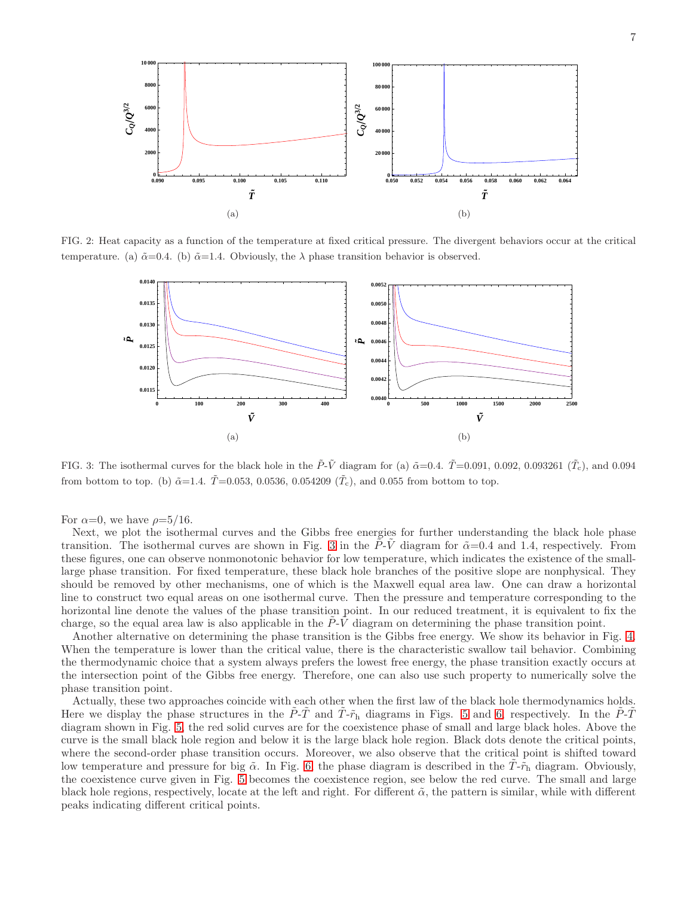FIG. 2: Heat capacity as a function of the temperature at fixed critical pressure. The divergent behaviors occur at the critical temperature. (a) $\tilde{\alpha}$=0.4. (b) $\tilde{\alpha}$=1.4. Obviously, the $\lambda$ phase transition behavior is observed.

FIG. 3: The isothermal curves for the black hole in the $\tilde{P}$-$\tilde{V}$ diagram for (a) $\tilde{\alpha}$=0.4. $\tilde{T}$=0.091, 0.092, 0.093261 ($\tilde{T}_c$), and 0.094 from bottom to top. (b) $\tilde{\alpha}$=1.4. $\tilde{T}$=0.053, 0.0536, 0.054209 ($\tilde{T}_c$), and 0.055 from bottom to top.

For $\alpha$=0, we have $\rho$=5/16.

Next, we plot the isothermal curves and the Gibbs free energies for further understanding the black hole phase transition. The isothermal curves are shown in Fig. 3 in the $\tilde{P}$-$\tilde{V}$ diagram for $\tilde{\alpha}$=0.4 and 1.4, respectively. From these figures, one can observe nonmonotonic behavior for low temperature, which indicates the existence of the small-large phase transition. For fixed temperature, these black hole branches of the positive slope are nonphysical. They should be removed by other mechanisms, one of which is the Maxwell equal area law. One can draw a horizontal line to construct two equal areas on one isothermal curve. Then the pressure and temperature corresponding to the horizontal line denote the values of the phase transition point. In our reduced treatment, it is equivalent to fix the charge, so the equal area law is also applicable in the $\tilde{P}$-$\tilde{V}$ diagram on determining the phase transition point.

Another alternative on determining the phase transition is the Gibbs free energy. We show its behavior in Fig. 4. When the temperature is lower than the critical value, there is the characteristic swallow tail behavior. Combining the thermodynamic choice that a system always prefers the lowest free energy, the phase transition exactly occurs at the intersection point of the Gibbs free energy. Therefore, one can also use such property to numerically solve the phase transition point.

Actually, these two approaches coincide with each other when the first law of the black hole thermodynamics holds. Here we display the phase structures in the $\tilde{P}$-$\tilde{T}$ and $\tilde{T}$-$\tilde{r}_{\rm h}$ diagrams in Figs. 5 and 6, respectively. In the $\tilde{P}$-$\tilde{T}$ diagram shown in Fig. 5, the red solid curves are for the coexistence phase of small and large black holes. Above the curve is the small black hole region and below it is the large black hole region. Black dots denote the critical points, where the second-order phase transition occurs. Moreover, we also observe that the critical point is shifted toward low temperature and pressure for big $\tilde{\alpha}$. In Fig. 6, the phase diagram is described in the $\tilde{T}$-$\tilde{r}_{\rm h}$ diagram. Obviously, the coexistence curve given in Fig. 5 becomes the coexistence region, see below the red curve. The small and large black hole regions, respectively, locate at the left and right. For different $\tilde{\alpha}$, the pattern is similar, while with different peaks indicating different critical points.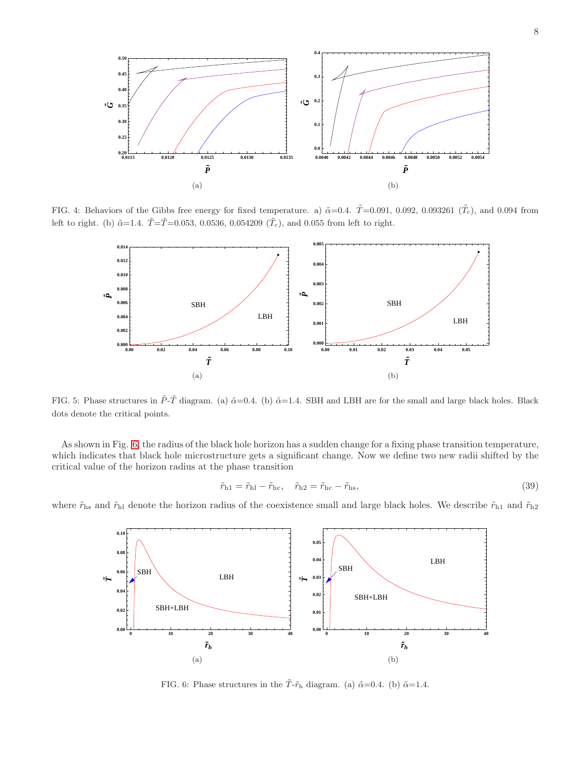FIG. 4: Behaviors of the Gibbs free energy for fixed temperature. a) $\tilde{\alpha}$=0.4. $\tilde{T}$=0.091, 0.092, 0.093261 ($\tilde{T}_c$), and 0.094 from left to right. (b) $\tilde{\alpha}$=1.4. $\tilde{T}$=$\tilde{T}$=0.053, 0.0536, 0.054209 ($\tilde{T}_c$), and 0.055 from left to right.

FIG. 5: Phase structures in $\tilde{P}$-$\tilde{T}$ diagram. (a) $\tilde{\alpha}$=0.4. (b) $\tilde{\alpha}$=1.4. SBH and LBH are for the small and large black holes. Black dots denote the critical points.

As shown in Fig. 6, the radius of the black hole horizon has a sudden change for a fixing phase transition temperature, which indicates that black hole microstructure gets a significant change. Now we define two new radii shifted by the critical value of the horizon radius at the phase transition

$$\tilde{r}_{\rm h1} = \tilde{r}_{\rm hl} - \tilde{r}_{\rm hc}, \quad \tilde{r}_{\rm h2} = \tilde{r}_{\rm hc} - \tilde{r}_{\rm hs}, \tag{39}$$

where $\tilde{r}_{\rm hs}$ and $\tilde{r}_{\rm hl}$ denote the horizon radius of the coexistence small and large black holes. We describe $\tilde{r}_{\rm h1}$ and $\tilde{r}_{\rm h2}$

FIG. 6: Phase structures in the $\tilde{T}$-$\tilde{r}_{\rm h}$ diagram. (a) $\tilde{\alpha}$=0.4. (b) $\tilde{\alpha}$=1.4.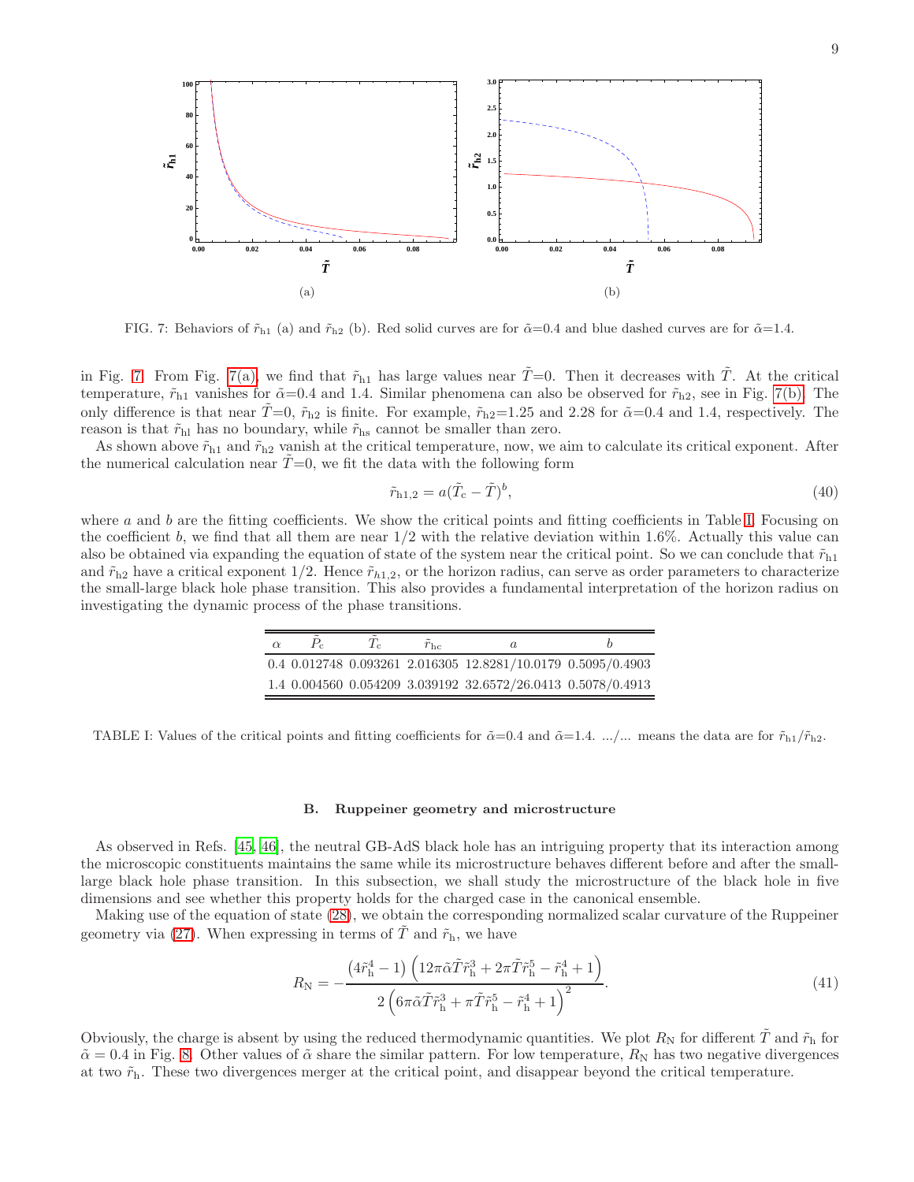FIG. 7: Behaviors of $\tilde{r}_{\rm h1}$ (a) and $\tilde{r}_{\rm h2}$ (b). Red solid curves are for $\tilde{\alpha}$=0.4 and blue dashed curves are for $\tilde{\alpha}$=1.4.

in Fig. 7. From Fig. 7(a), we find that $\tilde{r}_{\rm h1}$ has large values near $\tilde{T}$=0. Then it decreases with $\tilde{T}$. At the critical temperature, $\tilde{r}_{\rm h1}$ vanishes for $\tilde{\alpha}$=0.4 and 1.4. Similar phenomena can also be observed for $\tilde{r}_{\rm h2}$, see in Fig. 7(b). The only difference is that near $\tilde{T}$=0, $\tilde{r}_{\rm h2}$ is finite. For example, $\tilde{r}_{\rm h2}$=1.25 and 2.28 for $\tilde{\alpha}$=0.4 and 1.4, respectively. The reason is that $\tilde{r}_{\rm hl}$ has no boundary, while $\tilde{r}_{\rm hs}$ cannot be smaller than zero.

As shown above $\tilde{r}_{\rm h1}$ and $\tilde{r}_{\rm h2}$ vanish at the critical temperature, now, we aim to calculate its critical exponent. After the numerical calculation near $\tilde{T}$=0, we fit the data with the following form

$$\tilde{r}_{\rm h1,2} = a(\tilde{T}_{\rm c} - \tilde{T})^b, \tag{40}$$

where $a$ and $b$ are the fitting coefficients. We show the critical points and fitting coefficients in Table I. Focusing on the coefficient $b$, we find that all them are near 1/2 with the relative deviation within 1.6%. Actually this value can also be obtained via expanding the equation of state of the system near the critical point. So we can conclude that $\tilde{r}_{\rm h1}$ and $\tilde{r}_{\rm h2}$ have a critical exponent 1/2. Hence $\tilde{r}_{h1,2}$, or the horizon radius, can serve as order parameters to characterize the small-large black hole phase transition. This also provides a fundamental interpretation of the horizon radius on investigating the dynamic process of the phase transitions.

| $\alpha$ | $\tilde{P}_{\rm c}$ | $\tilde{T}_{\rm c}$ | $\tilde{r}_{\rm hc}$ | $a$ | $b$ |
|---|---|---|---|---|---|
| 0.4 | 0.012748 | 0.093261 | 2.016305 | 12.8281/10.0179 | 0.5095/0.4903 |
| 1.4 | 0.004560 | 0.054209 | 3.039192 | 32.6572/26.0413 | 0.5078/0.4913 |

TABLE I: Values of the critical points and fitting coefficients for $\tilde{\alpha}$=0.4 and $\tilde{\alpha}$=1.4. .../... means the data are for $\tilde{r}_{\rm h1}/\tilde{r}_{\rm h2}$.

### B. Ruppeiner geometry and microstructure

As observed in Refs. [45, 46], the neutral GB-AdS black hole has an intriguing property that its interaction among the microscopic constituents maintains the same while its microstructure behaves different before and after the small-large black hole phase transition. In this subsection, we shall study the microstructure of the black hole in five dimensions and see whether this property holds for the charged case in the canonical ensemble.

Making use of the equation of state (28), we obtain the corresponding normalized scalar curvature of the Ruppeiner geometry via (27). When expressing in terms of $\tilde{T}$ and $\tilde{r}_{\rm h}$, we have

$$R_{\rm N} = -\frac{\left(4\tilde{r}_{\rm h}^4 - 1\right)\left(12\pi\tilde{\alpha}\tilde{T}\tilde{r}_{\rm h}^3 + 2\pi\tilde{T}\tilde{r}_{\rm h}^5 - \tilde{r}_{\rm h}^4 + 1\right)}{2\left(6\pi\tilde{\alpha}\tilde{T}\tilde{r}_{\rm h}^3 + \pi\tilde{T}\tilde{r}_{\rm h}^5 - \tilde{r}_{\rm h}^4 + 1\right)^2}. \tag{41}$$

Obviously, the charge is absent by using the reduced thermodynamic quantities. We plot $R_{\rm N}$ for different $\tilde{T}$ and $\tilde{r}_{\rm h}$ for $\tilde{\alpha} = 0.4$ in Fig. 8. Other values of $\tilde{\alpha}$ share the similar pattern. For low temperature, $R_{\rm N}$ has two negative divergences at two $\tilde{r}_{\rm h}$. These two divergences merger at the critical point, and disappear beyond the critical temperature.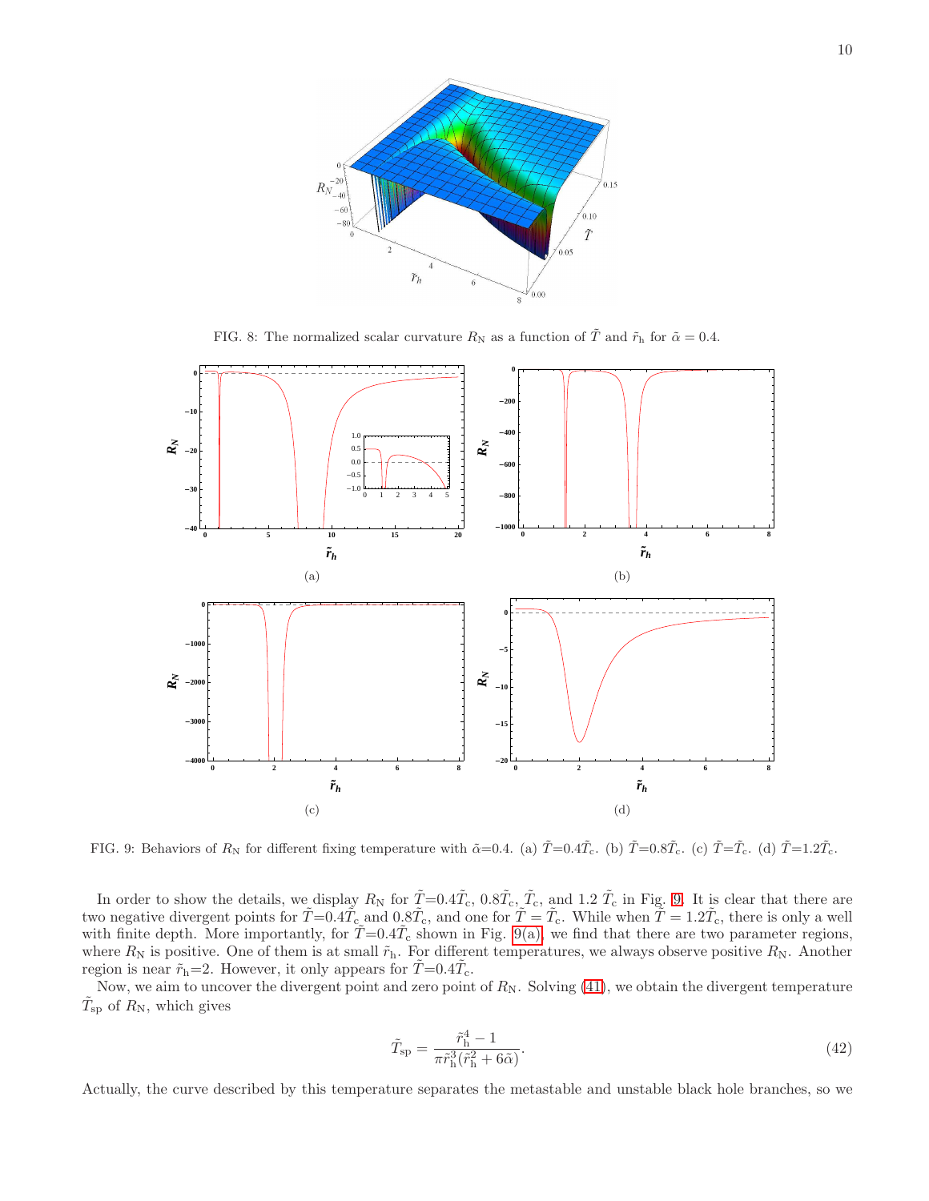FIG. 8: The normalized scalar curvature $R_{\rm N}$ as a function of $\tilde{T}$ and $\tilde{r}_{\rm h}$ for $\tilde{\alpha} = 0.4$.

(a)

(b)

(c)

(d)

FIG. 9: Behaviors of $R_{\rm N}$ for different fixing temperature with $\tilde{\alpha}$=0.4. (a) $\tilde{T}$=0.4$\tilde{T}_{\rm c}$. (b) $\tilde{T}$=0.8$\tilde{T}_{\rm c}$. (c) $\tilde{T}$=$\tilde{T}_{\rm c}$. (d) $\tilde{T}$=1.2$\tilde{T}_{\rm c}$.

In order to show the details, we display $R_{\rm N}$ for $\tilde{T}$=0.4$\tilde{T}_{\rm c}$, 0.8$\tilde{T}_{\rm c}$, $\tilde{T}_{\rm c}$, and 1.2 $\tilde{T}_{\rm c}$ in Fig. 9. It is clear that there are two negative divergent points for $\tilde{T}$=0.4$\tilde{T}_{\rm c}$ and 0.8$\tilde{T}_{\rm c}$, and one for $\tilde{T} = \tilde{T}_{\rm c}$. While when $\tilde{T} = 1.2\tilde{T}_{\rm c}$, there is only a well with finite depth. More importantly, for $\tilde{T}$=0.4$\tilde{T}_{\rm c}$ shown in Fig. 9(a), we find that there are two parameter regions, where $R_{\rm N}$ is positive. One of them is at small $\tilde{r}_{\rm h}$. For different temperatures, we always observe positive $R_{\rm N}$. Another region is near $\tilde{r}_{\rm h}$=2. However, it only appears for $\tilde{T}$=0.4$\tilde{T}_{\rm c}$.

Now, we aim to uncover the divergent point and zero point of $R_{\rm N}$. Solving (41), we obtain the divergent temperature $\tilde{T}_{\rm sp}$ of $R_{\rm N}$, which gives

$$\tilde{T}_{\rm sp} = \frac{\tilde{r}_{\rm h}^4 - 1}{\pi \tilde{r}_{\rm h}^3(\tilde{r}_{\rm h}^2 + 6\tilde{\alpha})}. \tag{42}$$

Actually, the curve described by this temperature separates the metastable and unstable black hole branches, so we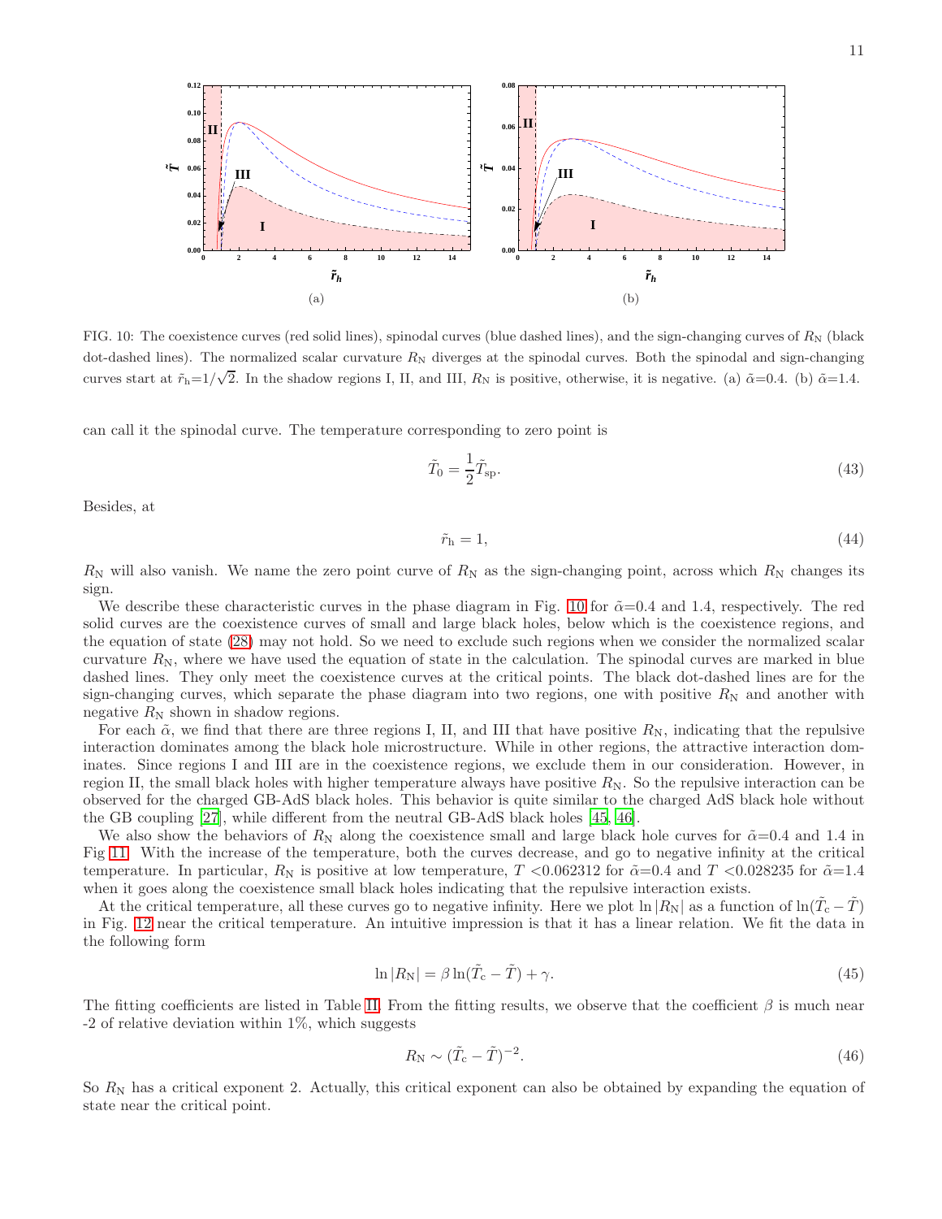FIG. 10: The coexistence curves (red solid lines), spinodal curves (blue dashed lines), and the sign-changing curves of $R_{\rm N}$ (black dot-dashed lines). The normalized scalar curvature $R_{\rm N}$ diverges at the spinodal curves. Both the spinodal and sign-changing curves start at $\tilde{r}_{\rm h}$=$1/\sqrt{2}$. In the shadow regions I, II, and III, $R_{\rm N}$ is positive, otherwise, it is negative. (a) $\tilde{\alpha}$=0.4. (b) $\tilde{\alpha}$=1.4.

can call it the spinodal curve. The temperature corresponding to zero point is

$$\tilde{T}_0 = \frac{1}{2}\tilde{T}_{\rm sp}. \tag{43}$$

Besides, at

$$\tilde{r}_{\rm h} = 1, \tag{44}$$

$R_{\rm N}$ will also vanish. We name the zero point curve of $R_{\rm N}$ as the sign-changing point, across which $R_{\rm N}$ changes its sign.

We describe these characteristic curves in the phase diagram in Fig. 10 for $\tilde{\alpha}$=0.4 and 1.4, respectively. The red solid curves are the coexistence curves of small and large black holes, below which is the coexistence regions, and the equation of state (28) may not hold. So we need to exclude such regions when we consider the normalized scalar curvature $R_{\rm N}$, where we have used the equation of state in the calculation. The spinodal curves are marked in blue dashed lines. They only meet the coexistence curves at the critical points. The black dot-dashed lines are for the sign-changing curves, which separate the phase diagram into two regions, one with positive $R_{\rm N}$ and another with negative $R_{\rm N}$ shown in shadow regions.

For each $\tilde{\alpha}$, we find that there are three regions I, II, and III that have positive $R_{\rm N}$, indicating that the repulsive interaction dominates among the black hole microstructure. While in other regions, the attractive interaction dominates. Since regions I and III are in the coexistence regions, we exclude them in our consideration. However, in region II, the small black holes with higher temperature always have positive $R_{\rm N}$. So the repulsive interaction can be observed for the charged GB-AdS black holes. This behavior is quite similar to the charged AdS black hole without the GB coupling [27], while different from the neutral GB-AdS black holes [45, 46].

We also show the behaviors of $R_{\rm N}$ along the coexistence small and large black hole curves for $\tilde{\alpha}$=0.4 and 1.4 in Fig 11. With the increase of the temperature, both the curves decrease, and go to negative infinity at the critical temperature. In particular, $R_{\rm N}$ is positive at low temperature, $T$ <0.062312 for $\tilde{\alpha}$=0.4 and $T$ <0.028235 for $\tilde{\alpha}$=1.4 when it goes along the coexistence small black holes indicating that the repulsive interaction exists.

At the critical temperature, all these curves go to negative infinity. Here we plot $\ln|R_{\rm N}|$ as a function of $\ln(\tilde{T}_{\rm c}-\tilde{T})$ in Fig. 12 near the critical temperature. An intuitive impression is that it has a linear relation. We fit the data in the following form

$$\ln|R_{\rm N}| = \beta\ln(\tilde{T}_{\rm c}-\tilde{T}) + \gamma. \tag{45}$$

The fitting coefficients are listed in Table II. From the fitting results, we observe that the coefficient $\beta$ is much near -2 of relative deviation within 1%, which suggests

$$R_{\rm N} \sim (\tilde{T}_{\rm c}-\tilde{T})^{-2}. \tag{46}$$

So $R_{\rm N}$ has a critical exponent 2. Actually, this critical exponent can also be obtained by expanding the equation of state near the critical point.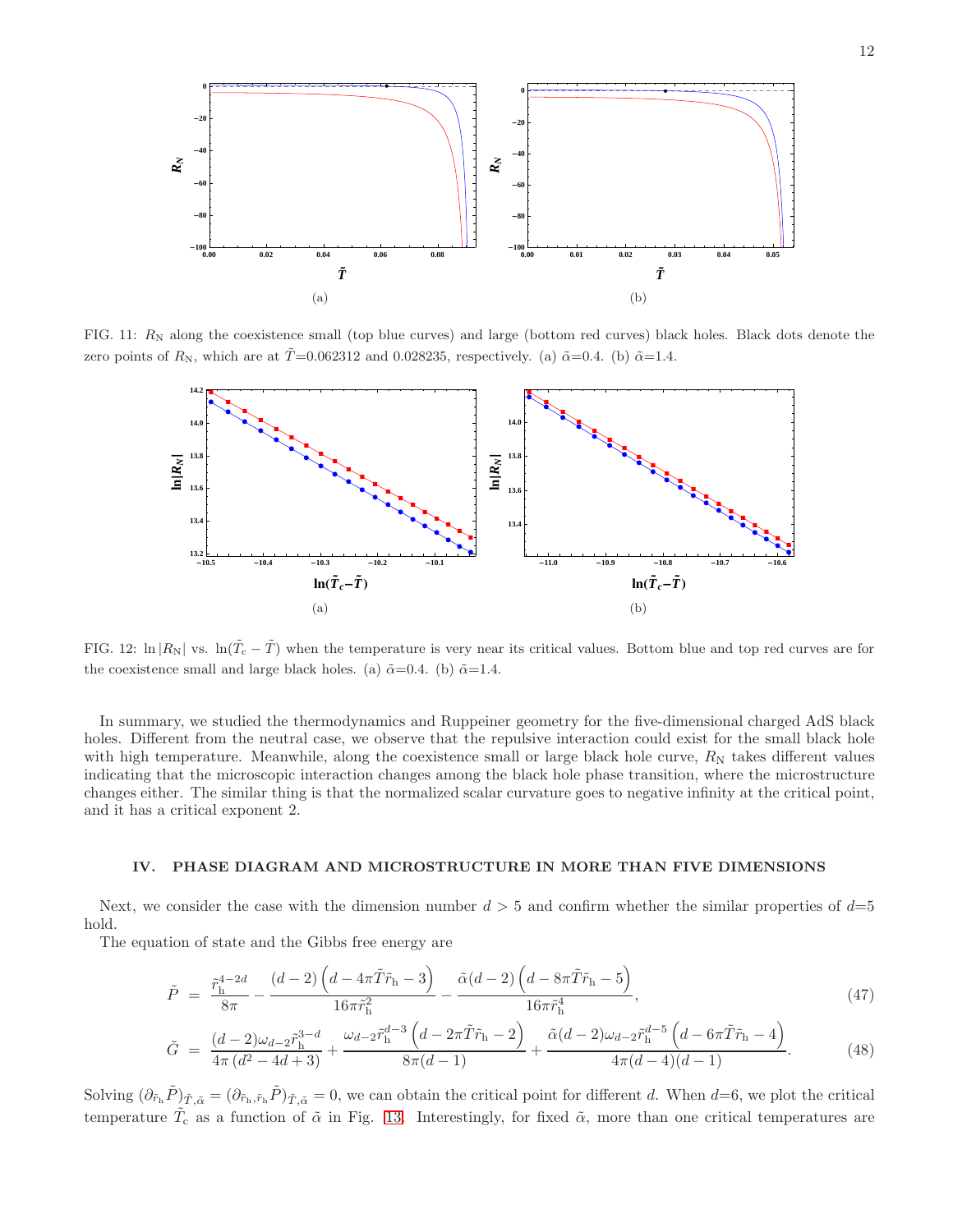FIG. 11: $R_{\rm N}$ along the coexistence small (top blue curves) and large (bottom red curves) black holes. Black dots denote the zero points of $R_{\rm N}$, which are at $\tilde{T}$=0.062312 and 0.028235, respectively. (a) $\tilde{\alpha}$=0.4. (b) $\tilde{\alpha}$=1.4.

FIG. 12: $\ln|R_{\rm N}|$ vs. $\ln(\tilde{T}_{\rm c}-\tilde{T})$ when the temperature is very near its critical values. Bottom blue and top red curves are for the coexistence small and large black holes. (a) $\tilde{\alpha}$=0.4. (b) $\tilde{\alpha}$=1.4.

In summary, we studied the thermodynamics and Ruppeiner geometry for the five-dimensional charged AdS black holes. Different from the neutral case, we observe that the repulsive interaction could exist for the small black hole with high temperature. Meanwhile, along the coexistence small or large black hole curve, $R_{\rm N}$ takes different values indicating that the microscopic interaction changes among the black hole phase transition, where the microstructure changes either. The similar thing is that the normalized scalar curvature goes to negative infinity at the critical point, and it has a critical exponent 2.

## IV. PHASE DIAGRAM AND MICROSTRUCTURE IN MORE THAN FIVE DIMENSIONS

Next, we consider the case with the dimension number $d>5$ and confirm whether the similar properties of $d$=5 hold.

The equation of state and the Gibbs free energy are

$$\tilde{P} = \frac{\tilde{r}_{\rm h}^{4-2d}}{8\pi}-\frac{(d-2)\left(d-4\pi\tilde{T}\tilde{r}_{\rm h}-3\right)}{16\pi\tilde{r}_{\rm h}^{2}}-\frac{\tilde{\alpha}(d-2)\left(d-8\pi\tilde{T}\tilde{r}_{\rm h}-5\right)}{16\pi\tilde{r}_{\rm h}^{4}}, \tag{47}$$

$$\tilde{G} = \frac{(d-2)\omega_{d-2}\tilde{r}_{\rm h}^{3-d}}{4\pi\left(d^{2}-4d+3\right)}+\frac{\omega_{d-2}\tilde{r}_{\rm h}^{d-3}\left(d-2\pi\tilde{T}\tilde{r}_{\rm h}-2\right)}{8\pi(d-1)}+\frac{\tilde{\alpha}(d-2)\omega_{d-2}\tilde{r}_{\rm h}^{d-5}\left(d-6\pi\tilde{T}\tilde{r}_{\rm h}-4\right)}{4\pi(d-4)(d-1)}. \tag{48}$$

Solving $(\partial_{\tilde{r}_{\rm h}}\tilde{P})_{\tilde{T},\tilde{\alpha}}=(\partial_{\tilde{r}_{\rm h},\tilde{r}_{\rm h}}\tilde{P})_{\tilde{T},\tilde{\alpha}}=0$, we can obtain the critical point for different $d$. When $d$=6, we plot the critical temperature $\tilde{T}_{\rm c}$ as a function of $\tilde{\alpha}$ in Fig. 13. Interestingly, for fixed $\tilde{\alpha}$, more than one critical temperatures are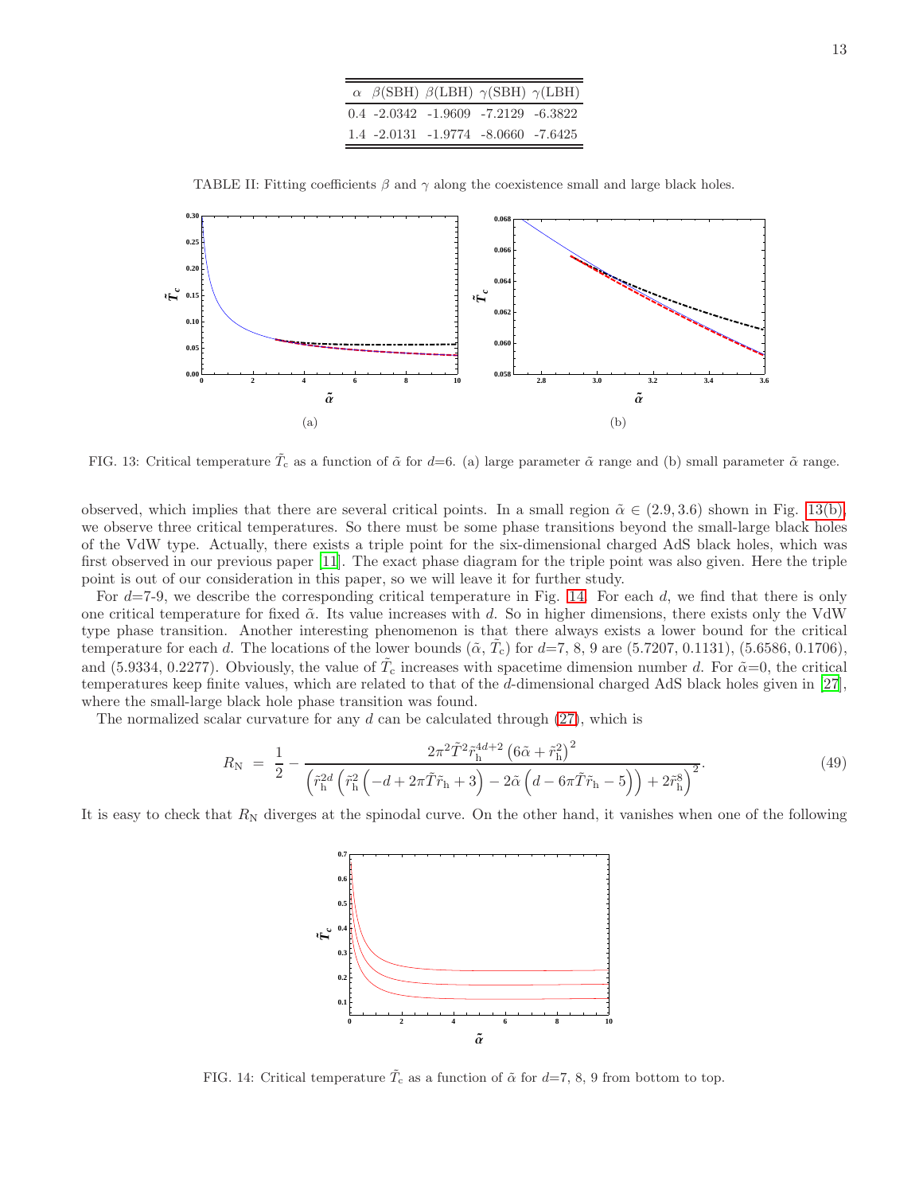| $\alpha$ | $\beta$(SBH) | $\beta$(LBH) | $\gamma$(SBH) | $\gamma$(LBH) |
|---|---|---|---|---|
| 0.4 | -2.0342 | -1.9609 | -7.2129 | -6.3822 |
| 1.4 | -2.0131 | -1.9774 | -8.0660 | -7.6425 |

TABLE II: Fitting coefficients $\beta$ and $\gamma$ along the coexistence small and large black holes.

FIG. 13: Critical temperature $\tilde{T}_c$ as a function of $\tilde{\alpha}$ for $d$=6. (a) large parameter $\tilde{\alpha}$ range and (b) small parameter $\tilde{\alpha}$ range.

observed, which implies that there are several critical points. In a small region $\tilde{\alpha} \in (2.9, 3.6)$ shown in Fig. 13(b), we observe three critical temperatures. So there must be some phase transitions beyond the small-large black holes of the VdW type. Actually, there exists a triple point for the six-dimensional charged AdS black holes, which was first observed in our previous paper [11]. The exact phase diagram for the triple point was also given. Here the triple point is out of our consideration in this paper, so we will leave it for further study.

For $d$=7-9, we describe the corresponding critical temperature in Fig. 14. For each $d$, we find that there is only one critical temperature for fixed $\tilde{\alpha}$. Its value increases with $d$. So in higher dimensions, there exists only the VdW type phase transition. Another interesting phenomenon is that there always exists a lower bound for the critical temperature for each $d$. The locations of the lower bounds $(\tilde{\alpha}, \tilde{T}_c)$ for $d$=7, 8, 9 are (5.7207, 0.1131), (5.6586, 0.1706), and (5.9334, 0.2277). Obviously, the value of $\tilde{T}_c$ increases with spacetime dimension number $d$. For $\tilde{\alpha}$=0, the critical temperatures keep finite values, which are related to that of the $d$-dimensional charged AdS black holes given in [27], where the small-large black hole phase transition was found.

The normalized scalar curvature for any $d$ can be calculated through (27), which is

$$R_{\rm N} \;=\; \frac{1}{2} - \frac{2\pi^2 \tilde{T}^2 \tilde{r}_{\rm h}^{4d+2}\left(6\tilde{\alpha}+\tilde{r}_{\rm h}^2\right)^2}{\left(\tilde{r}_{\rm h}^{2d}\left(\tilde{r}_{\rm h}^2\left(-d+2\pi\tilde{T}\tilde{r}_{\rm h}+3\right)-2\tilde{\alpha}\left(d-6\pi\tilde{T}\tilde{r}_{\rm h}-5\right)\right)+2\tilde{r}_{\rm h}^8\right)^2}. \tag{49}$$

It is easy to check that $R_{\rm N}$ diverges at the spinodal curve. On the other hand, it vanishes when one of the following

FIG. 14: Critical temperature $\tilde{T}_c$ as a function of $\tilde{\alpha}$ for $d$=7, 8, 9 from bottom to top.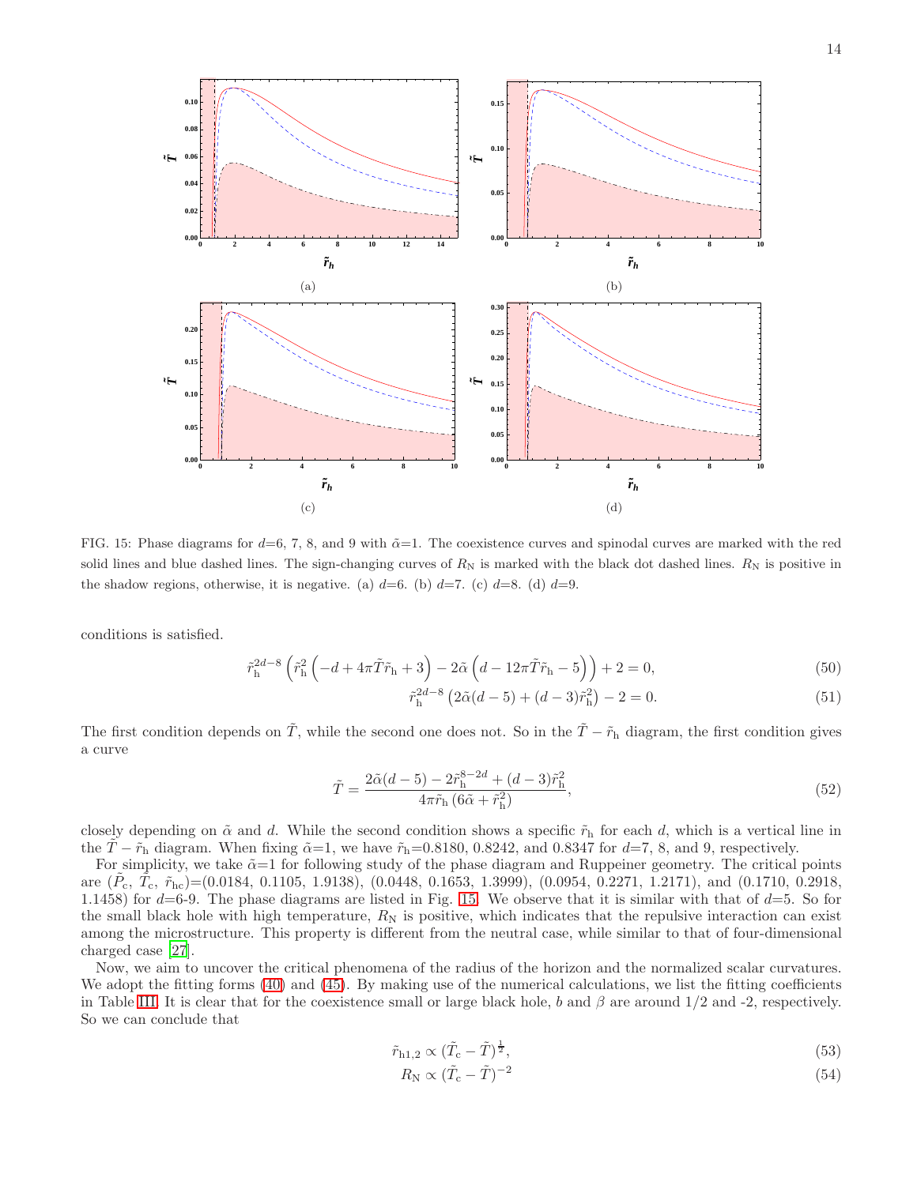FIG. 15: Phase diagrams for $d$=6, 7, 8, and 9 with $\tilde{\alpha}$=1. The coexistence curves and spinodal curves are marked with the red solid lines and blue dashed lines. The sign-changing curves of $R_{\rm N}$ is marked with the black dot dashed lines. $R_{\rm N}$ is positive in the shadow regions, otherwise, it is negative. (a) $d$=6. (b) $d$=7. (c) $d$=8. (d) $d$=9.

conditions is satisfied.

$$\tilde{r}_{\rm h}^{2d-8}\left(\tilde{r}_{\rm h}^{2}\left(-d+4\pi\tilde{T}\tilde{r}_{\rm h}+3\right)-2\tilde{\alpha}\left(d-12\pi\tilde{T}\tilde{r}_{\rm h}-5\right)\right)+2=0, \tag{50}$$

$$\tilde{r}_{\rm h}^{2d-8}\left(2\tilde{\alpha}(d-5)+(d-3)\tilde{r}_{\rm h}^{2}\right)-2=0. \tag{51}$$

The first condition depends on $\tilde{T}$, while the second one does not. So in the $\tilde{T}-\tilde{r}_{\rm h}$ diagram, the first condition gives a curve

$$\tilde{T}=\frac{2\tilde{\alpha}(d-5)-2\tilde{r}_{\rm h}^{8-2d}+(d-3)\tilde{r}_{\rm h}^{2}}{4\pi\tilde{r}_{\rm h}\left(6\tilde{\alpha}+\tilde{r}_{\rm h}^{2}\right)}, \tag{52}$$

closely depending on $\tilde{\alpha}$ and $d$. While the second condition shows a specific $\tilde{r}_{\rm h}$ for each $d$, which is a vertical line in the $\tilde{T}-\tilde{r}_{\rm h}$ diagram. When fixing $\tilde{\alpha}$=1, we have $\tilde{r}_{\rm h}$=0.8180, 0.8242, and 0.8347 for $d$=7, 8, and 9, respectively.

For simplicity, we take $\tilde{\alpha}$=1 for following study of the phase diagram and Ruppeiner geometry. The critical points are ($\tilde{P}_{\rm c}$, $\tilde{T}_{\rm c}$, $\tilde{r}_{\rm hc}$)=(0.0184, 0.1105, 1.9138), (0.0448, 0.1653, 1.3999), (0.0954, 0.2271, 1.2171), and (0.1710, 0.2918, 1.1458) for $d$=6-9. The phase diagrams are listed in Fig. 15. We observe that it is similar with that of $d$=5. So for the small black hole with high temperature, $R_{\rm N}$ is positive, which indicates that the repulsive interaction can exist among the microstructure. This property is different from the neutral case, while similar to that of four-dimensional charged case [27].

Now, we aim to uncover the critical phenomena of the radius of the horizon and the normalized scalar curvatures. We adopt the fitting forms (40) and (45). By making use of the numerical calculations, we list the fitting coefficients in Table III. It is clear that for the coexistence small or large black hole, $b$ and $\beta$ are around 1/2 and -2, respectively. So we can conclude that

$$\tilde{r}_{\rm h1,2}\propto(\tilde{T}_{\rm c}-\tilde{T})^{\frac{1}{2}}, \tag{53}$$

$$R_{\rm N}\propto(\tilde{T}_{\rm c}-\tilde{T})^{-2} \tag{54}$$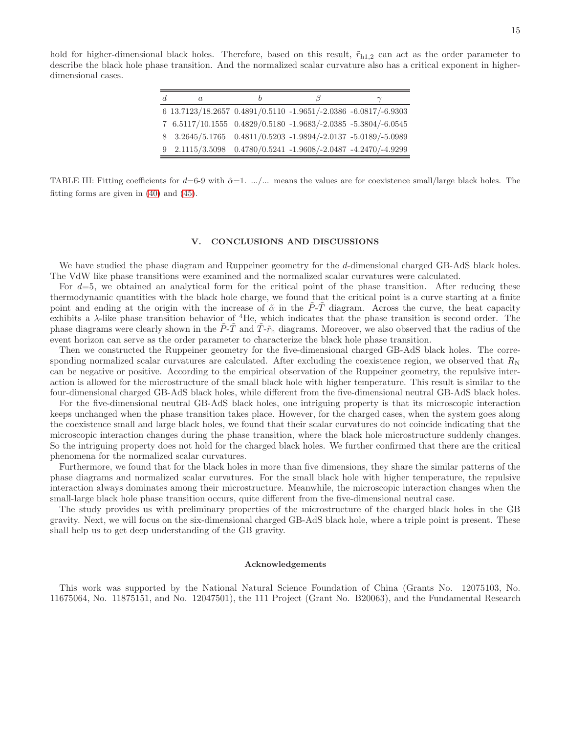hold for higher-dimensional black holes. Therefore, based on this result, $\tilde{r}_{\rm h1,2}$ can act as the order parameter to describe the black hole phase transition. And the normalized scalar curvature also has a critical exponent in higher-dimensional cases.

| $d$ | $a$ | $b$ | $\beta$ | $\gamma$ |
|---|---|---|---|---|
| 6 | 13.7123/18.2657 | 0.4891/0.5110 | -1.9651/-2.0386 | -6.0817/-6.9303 |
| 7 | 6.5117/10.1555 | 0.4829/0.5180 | -1.9683/-2.0385 | -5.3804/-6.0545 |
| 8 | 3.2645/5.1765 | 0.4811/0.5203 | -1.9894/-2.0137 | -5.0189/-5.0989 |
| 9 | 2.1115/3.5098 | 0.4780/0.5241 | -1.9608/-2.0487 | -4.2470/-4.9299 |

TABLE III: Fitting coefficients for $d$=6-9 with $\tilde{\alpha}$=1. .../... means the values are for coexistence small/large black holes. The fitting forms are given in (40) and (45).

## V. CONCLUSIONS AND DISCUSSIONS

We have studied the phase diagram and Ruppeiner geometry for the $d$-dimensional charged GB-AdS black holes. The VdW like phase transitions were examined and the normalized scalar curvatures were calculated.

For $d$=5, we obtained an analytical form for the critical point of the phase transition. After reducing these thermodynamic quantities with the black hole charge, we found that the critical point is a curve starting at a finite point and ending at the origin with the increase of $\tilde{\alpha}$ in the $\tilde{P}$-$\tilde{T}$ diagram. Across the curve, the heat capacity exhibits a $\lambda$-like phase transition behavior of $^4$He, which indicates that the phase transition is second order. The phase diagrams were clearly shown in the $\tilde{P}$-$\tilde{T}$ and $\tilde{T}$-$\tilde{r}_{\rm h}$ diagrams. Moreover, we also observed that the radius of the event horizon can serve as the order parameter to characterize the black hole phase transition.

Then we constructed the Ruppeiner geometry for the five-dimensional charged GB-AdS black holes. The corresponding normalized scalar curvatures are calculated. After excluding the coexistence region, we observed that $R_{\rm N}$ can be negative or positive. According to the empirical observation of the Ruppeiner geometry, the repulsive interaction is allowed for the microstructure of the small black hole with higher temperature. This result is similar to the four-dimensional charged GB-AdS black holes, while different from the five-dimensional neutral GB-AdS black holes.

For the five-dimensional neutral GB-AdS black holes, one intriguing property is that its microscopic interaction keeps unchanged when the phase transition takes place. However, for the charged cases, when the system goes along the coexistence small and large black holes, we found that their scalar curvatures do not coincide indicating that the microscopic interaction changes during the phase transition, where the black hole microstructure suddenly changes. So the intriguing property does not hold for the charged black holes. We further confirmed that there are the critical phenomena for the normalized scalar curvatures.

Furthermore, we found that for the black holes in more than five dimensions, they share the similar patterns of the phase diagrams and normalized scalar curvatures. For the small black hole with higher temperature, the repulsive interaction always dominates among their microstructure. Meanwhile, the microscopic interaction changes when the small-large black hole phase transition occurs, quite different from the five-dimensional neutral case.

The study provides us with preliminary properties of the microstructure of the charged black holes in the GB gravity. Next, we will focus on the six-dimensional charged GB-AdS black hole, where a triple point is present. These shall help us to get deep understanding of the GB gravity.

### Acknowledgements

This work was supported by the National Natural Science Foundation of China (Grants No. 12075103, No. 11675064, No. 11875151, and No. 12047501), the 111 Project (Grant No. B20063), and the Fundamental Research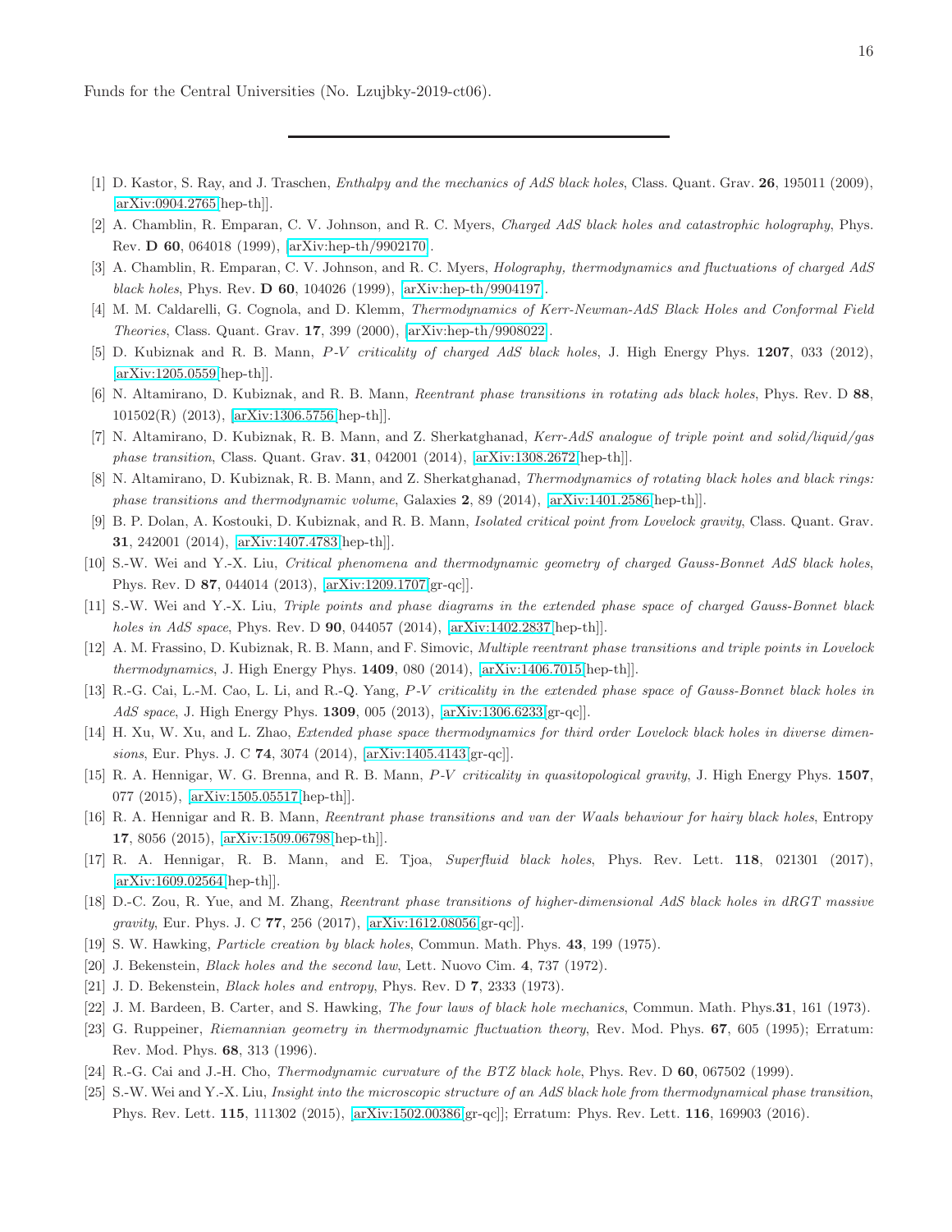Funds for the Central Universities (No. Lzujbky-2019-ct06).

---

[1] D. Kastor, S. Ray, and J. Traschen, *Enthalpy and the mechanics of AdS black holes*, Class. Quant. Grav. **26**, 195011 (2009), [arXiv:0904.2765[hep-th]].

[2] A. Chamblin, R. Emparan, C. V. Johnson, and R. C. Myers, *Charged AdS black holes and catastrophic holography*, Phys. Rev. **D 60**, 064018 (1999), [arXiv:hep-th/9902170].

[3] A. Chamblin, R. Emparan, C. V. Johnson, and R. C. Myers, *Holography, thermodynamics and fluctuations of charged AdS black holes*, Phys. Rev. **D 60**, 104026 (1999), [arXiv:hep-th/9904197].

[4] M. M. Caldarelli, G. Cognola, and D. Klemm, *Thermodynamics of Kerr-Newman-AdS Black Holes and Conformal Field Theories*, Class. Quant. Grav. **17**, 399 (2000), [arXiv:hep-th/9908022].

[5] D. Kubiznak and R. B. Mann, *P-V criticality of charged AdS black holes*, J. High Energy Phys. **1207**, 033 (2012), [arXiv:1205.0559[hep-th]].

[6] N. Altamirano, D. Kubiznak, and R. B. Mann, *Reentrant phase transitions in rotating ads black holes*, Phys. Rev. D **88**, 101502(R) (2013), [arXiv:1306.5756[hep-th]].

[7] N. Altamirano, D. Kubiznak, R. B. Mann, and Z. Sherkatghanad, *Kerr-AdS analogue of triple point and solid/liquid/gas phase transition*, Class. Quant. Grav. **31**, 042001 (2014), [arXiv:1308.2672[hep-th]].

[8] N. Altamirano, D. Kubiznak, R. B. Mann, and Z. Sherkatghanad, *Thermodynamics of rotating black holes and black rings: phase transitions and thermodynamic volume*, Galaxies **2**, 89 (2014), [arXiv:1401.2586[hep-th]].

[9] B. P. Dolan, A. Kostouki, D. Kubiznak, and R. B. Mann, *Isolated critical point from Lovelock gravity*, Class. Quant. Grav. **31**, 242001 (2014), [arXiv:1407.4783[hep-th]].

[10] S.-W. Wei and Y.-X. Liu, *Critical phenomena and thermodynamic geometry of charged Gauss-Bonnet AdS black holes*, Phys. Rev. D **87**, 044014 (2013), [arXiv:1209.1707[gr-qc]].

[11] S.-W. Wei and Y.-X. Liu, *Triple points and phase diagrams in the extended phase space of charged Gauss-Bonnet black holes in AdS space*, Phys. Rev. D **90**, 044057 (2014), [arXiv:1402.2837[hep-th]].

[12] A. M. Frassino, D. Kubiznak, R. B. Mann, and F. Simovic, *Multiple reentrant phase transitions and triple points in Lovelock thermodynamics*, J. High Energy Phys. **1409**, 080 (2014), [arXiv:1406.7015[hep-th]].

[13] R.-G. Cai, L.-M. Cao, L. Li, and R.-Q. Yang, *P-V criticality in the extended phase space of Gauss-Bonnet black holes in AdS space*, J. High Energy Phys. **1309**, 005 (2013), [arXiv:1306.6233[gr-qc]].

[14] H. Xu, W. Xu, and L. Zhao, *Extended phase space thermodynamics for third order Lovelock black holes in diverse dimensions*, Eur. Phys. J. C **74**, 3074 (2014), [arXiv:1405.4143[gr-qc]].

[15] R. A. Hennigar, W. G. Brenna, and R. B. Mann, *P-V criticality in quasitopological gravity*, J. High Energy Phys. **1507**, 077 (2015), [arXiv:1505.05517[hep-th]].

[16] R. A. Hennigar and R. B. Mann, *Reentrant phase transitions and van der Waals behaviour for hairy black holes*, Entropy **17**, 8056 (2015), [arXiv:1509.06798[hep-th]].

[17] R. A. Hennigar, R. B. Mann, and E. Tjoa, *Superfluid black holes*, Phys. Rev. Lett. **118**, 021301 (2017), [arXiv:1609.02564[hep-th]].

[18] D.-C. Zou, R. Yue, and M. Zhang, *Reentrant phase transitions of higher-dimensional AdS black holes in dRGT massive gravity*, Eur. Phys. J. C **77**, 256 (2017), [arXiv:1612.08056[gr-qc]].

[19] S. W. Hawking, *Particle creation by black holes*, Commun. Math. Phys. **43**, 199 (1975).

[20] J. Bekenstein, *Black holes and the second law*, Lett. Nuovo Cim. **4**, 737 (1972).

[21] J. D. Bekenstein, *Black holes and entropy*, Phys. Rev. D **7**, 2333 (1973).

[22] J. M. Bardeen, B. Carter, and S. Hawking, *The four laws of black hole mechanics*, Commun. Math. Phys.**31**, 161 (1973).

[23] G. Ruppeiner, *Riemannian geometry in thermodynamic fluctuation theory*, Rev. Mod. Phys. **67**, 605 (1995); Erratum: Rev. Mod. Phys. **68**, 313 (1996).

[24] R.-G. Cai and J.-H. Cho, *Thermodynamic curvature of the BTZ black hole*, Phys. Rev. D **60**, 067502 (1999).

[25] S.-W. Wei and Y.-X. Liu, *Insight into the microscopic structure of an AdS black hole from thermodynamical phase transition*, Phys. Rev. Lett. **115**, 111302 (2015), [arXiv:1502.00386[gr-qc]]; Erratum: Phys. Rev. Lett. **116**, 169903 (2016).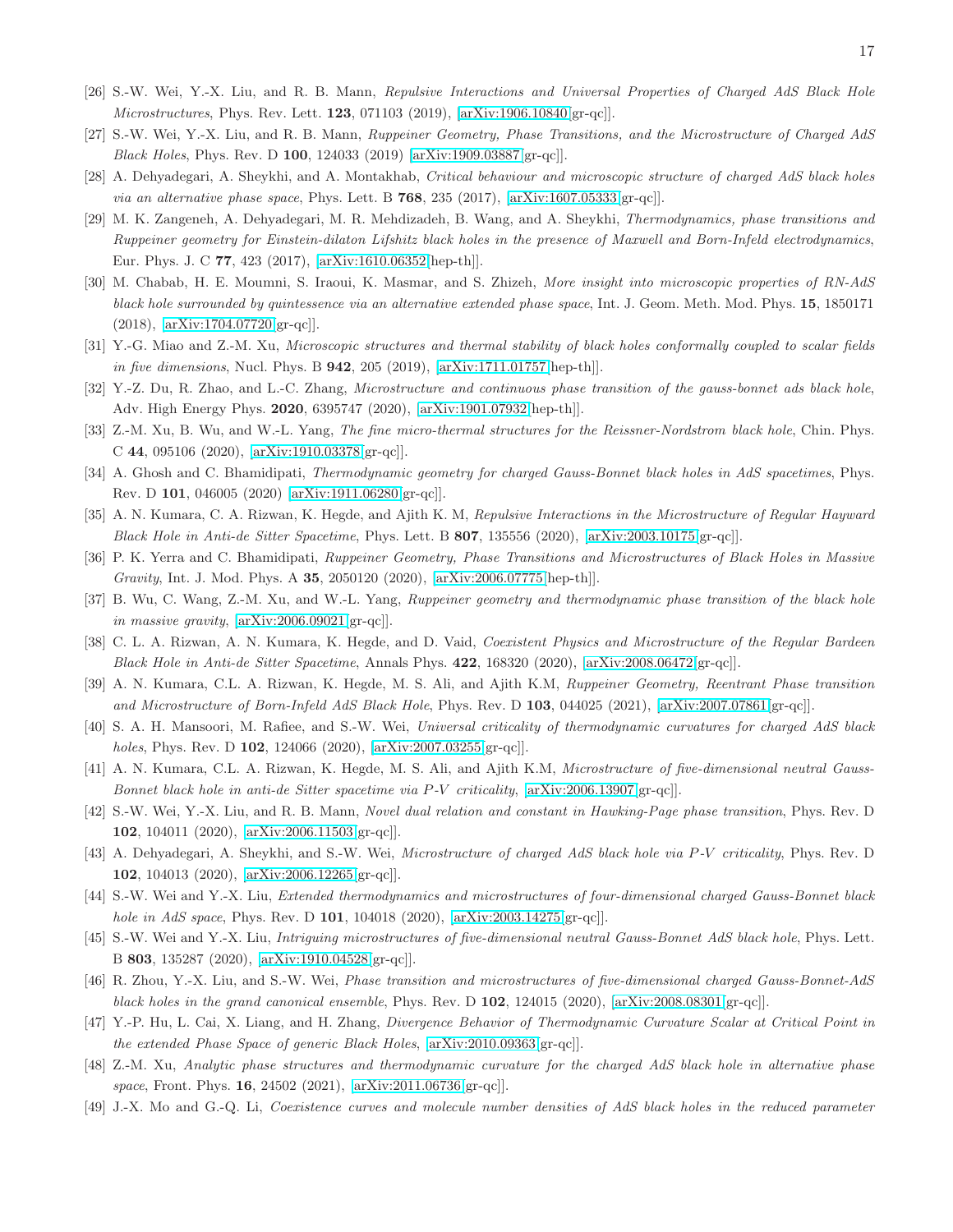[26] S.-W. Wei, Y.-X. Liu, and R. B. Mann, *Repulsive Interactions and Universal Properties of Charged AdS Black Hole Microstructures*, Phys. Rev. Lett. **123**, 071103 (2019), [arXiv:1906.10840[gr-qc]].

[27] S.-W. Wei, Y.-X. Liu, and R. B. Mann, *Ruppeiner Geometry, Phase Transitions, and the Microstructure of Charged AdS Black Holes*, Phys. Rev. D **100**, 124033 (2019) [arXiv:1909.03887[gr-qc]].

[28] A. Dehyadegari, A. Sheykhi, and A. Montakhab, *Critical behaviour and microscopic structure of charged AdS black holes via an alternative phase space*, Phys. Lett. B **768**, 235 (2017), [arXiv:1607.05333[gr-qc]].

[29] M. K. Zangeneh, A. Dehyadegari, M. R. Mehdizadeh, B. Wang, and A. Sheykhi, *Thermodynamics, phase transitions and Ruppeiner geometry for Einstein-dilaton Lifshitz black holes in the presence of Maxwell and Born-Infeld electrodynamics*, Eur. Phys. J. C **77**, 423 (2017), [arXiv:1610.06352[hep-th]].

[30] M. Chabab, H. E. Moumni, S. Iraoui, K. Masmar, and S. Zhizeh, *More insight into microscopic properties of RN-AdS black hole surrounded by quintessence via an alternative extended phase space*, Int. J. Geom. Meth. Mod. Phys. **15**, 1850171 (2018), [arXiv:1704.07720[gr-qc]].

[31] Y.-G. Miao and Z.-M. Xu, *Microscopic structures and thermal stability of black holes conformally coupled to scalar fields in five dimensions*, Nucl. Phys. B **942**, 205 (2019), [arXiv:1711.01757[hep-th]].

[32] Y.-Z. Du, R. Zhao, and L.-C. Zhang, *Microstructure and continuous phase transition of the gauss-bonnet ads black hole*, Adv. High Energy Phys. **2020**, 6395747 (2020), [arXiv:1901.07932[hep-th]].

[33] Z.-M. Xu, B. Wu, and W.-L. Yang, *The fine micro-thermal structures for the Reissner-Nordstrom black hole*, Chin. Phys. C **44**, 095106 (2020), [arXiv:1910.03378[gr-qc]].

[34] A. Ghosh and C. Bhamidipati, *Thermodynamic geometry for charged Gauss-Bonnet black holes in AdS spacetimes*, Phys. Rev. D **101**, 046005 (2020) [arXiv:1911.06280[gr-qc]].

[35] A. N. Kumara, C. A. Rizwan, K. Hegde, and Ajith K. M, *Repulsive Interactions in the Microstructure of Regular Hayward Black Hole in Anti-de Sitter Spacetime*, Phys. Lett. B **807**, 135556 (2020), [arXiv:2003.10175[gr-qc]].

[36] P. K. Yerra and C. Bhamidipati, *Ruppeiner Geometry, Phase Transitions and Microstructures of Black Holes in Massive Gravity*, Int. J. Mod. Phys. A **35**, 2050120 (2020), [arXiv:2006.07775[hep-th]].

[37] B. Wu, C. Wang, Z.-M. Xu, and W.-L. Yang, *Ruppeiner geometry and thermodynamic phase transition of the black hole in massive gravity*, [arXiv:2006.09021[gr-qc]].

[38] C. L. A. Rizwan, A. N. Kumara, K. Hegde, and D. Vaid, *Coexistent Physics and Microstructure of the Regular Bardeen Black Hole in Anti-de Sitter Spacetime*, Annals Phys. **422**, 168320 (2020), [arXiv:2008.06472[gr-qc]].

[39] A. N. Kumara, C.L. A. Rizwan, K. Hegde, M. S. Ali, and Ajith K.M, *Ruppeiner Geometry, Reentrant Phase transition and Microstructure of Born-Infeld AdS Black Hole*, Phys. Rev. D **103**, 044025 (2021), [arXiv:2007.07861[gr-qc]].

[40] S. A. H. Mansoori, M. Rafiee, and S.-W. Wei, *Universal criticality of thermodynamic curvatures for charged AdS black holes*, Phys. Rev. D **102**, 124066 (2020), [arXiv:2007.03255[gr-qc]].

[41] A. N. Kumara, C.L. A. Rizwan, K. Hegde, M. S. Ali, and Ajith K.M, *Microstructure of five-dimensional neutral Gauss-Bonnet black hole in anti-de Sitter spacetime via P-V criticality*, [arXiv:2006.13907[gr-qc]].

[42] S.-W. Wei, Y.-X. Liu, and R. B. Mann, *Novel dual relation and constant in Hawking-Page phase transition*, Phys. Rev. D **102**, 104011 (2020), [arXiv:2006.11503[gr-qc]].

[43] A. Dehyadegari, A. Sheykhi, and S.-W. Wei, *Microstructure of charged AdS black hole via P-V criticality*, Phys. Rev. D **102**, 104013 (2020), [arXiv:2006.12265[gr-qc]].

[44] S.-W. Wei and Y.-X. Liu, *Extended thermodynamics and microstructures of four-dimensional charged Gauss-Bonnet black hole in AdS space*, Phys. Rev. D **101**, 104018 (2020), [arXiv:2003.14275[gr-qc]].

[45] S.-W. Wei and Y.-X. Liu, *Intriguing microstructures of five-dimensional neutral Gauss-Bonnet AdS black hole*, Phys. Lett. B **803**, 135287 (2020), [arXiv:1910.04528[gr-qc]].

[46] R. Zhou, Y.-X. Liu, and S.-W. Wei, *Phase transition and microstructures of five-dimensional charged Gauss-Bonnet-AdS black holes in the grand canonical ensemble*, Phys. Rev. D **102**, 124015 (2020), [arXiv:2008.08301[gr-qc]].

[47] Y.-P. Hu, L. Cai, X. Liang, and H. Zhang, *Divergence Behavior of Thermodynamic Curvature Scalar at Critical Point in the extended Phase Space of generic Black Holes*, [arXiv:2010.09363[gr-qc]].

[48] Z.-M. Xu, *Analytic phase structures and thermodynamic curvature for the charged AdS black hole in alternative phase space*, Front. Phys. **16**, 24502 (2021), [arXiv:2011.06736[gr-qc]].

[49] J.-X. Mo and G.-Q. Li, *Coexistence curves and molecule number densities of AdS black holes in the reduced parameter*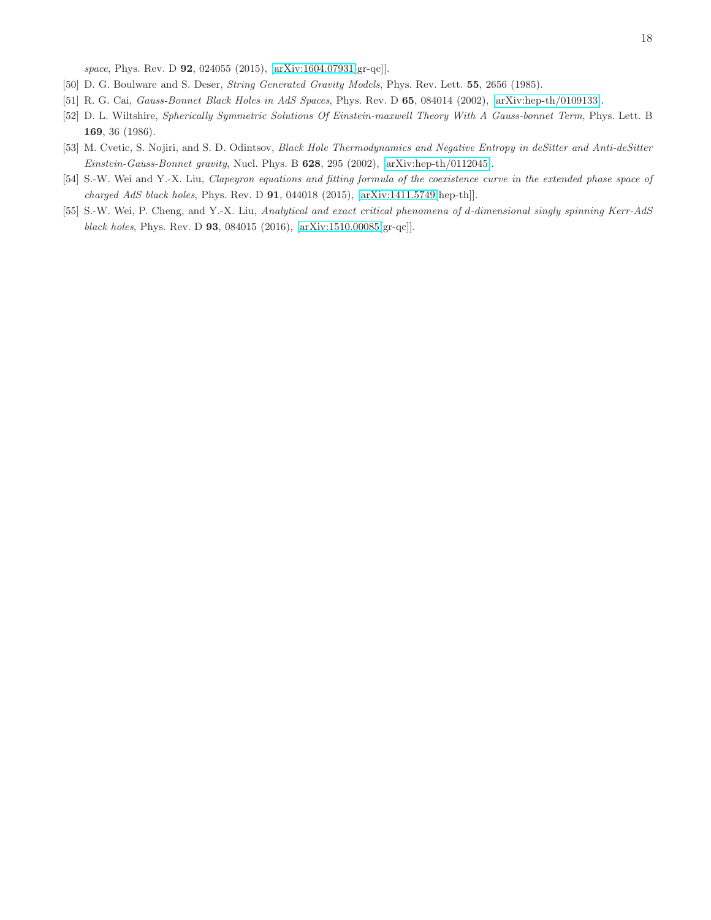*space*, Phys. Rev. D **92**, 024055 (2015), [arXiv:1604.07931[gr-qc]].

[50] D. G. Boulware and S. Deser, *String Generated Gravity Models*, Phys. Rev. Lett. **55**, 2656 (1985).

[51] R. G. Cai, *Gauss-Bonnet Black Holes in AdS Spaces*, Phys. Rev. D **65**, 084014 (2002), [arXiv:hep-th/0109133].

[52] D. L. Wiltshire, *Spherically Symmetric Solutions Of Einstein-maxwell Theory With A Gauss-bonnet Term*, Phys. Lett. B **169**, 36 (1986).

[53] M. Cvetic, S. Nojiri, and S. D. Odintsov, *Black Hole Thermodynamics and Negative Entropy in deSitter and Anti-deSitter Einstein-Gauss-Bonnet gravity*, Nucl. Phys. B **628**, 295 (2002), [arXiv:hep-th/0112045].

[54] S.-W. Wei and Y.-X. Liu, *Clapeyron equations and fitting formula of the coexistence curve in the extended phase space of charged AdS black holes*, Phys. Rev. D **91**, 044018 (2015), [arXiv:1411.5749[hep-th]].

[55] S.-W. Wei, P. Cheng, and Y.-X. Liu, *Analytical and exact critical phenomena of d-dimensional singly spinning Kerr-AdS black holes*, Phys. Rev. D **93**, 084015 (2016), [arXiv:1510.00085[gr-qc]].